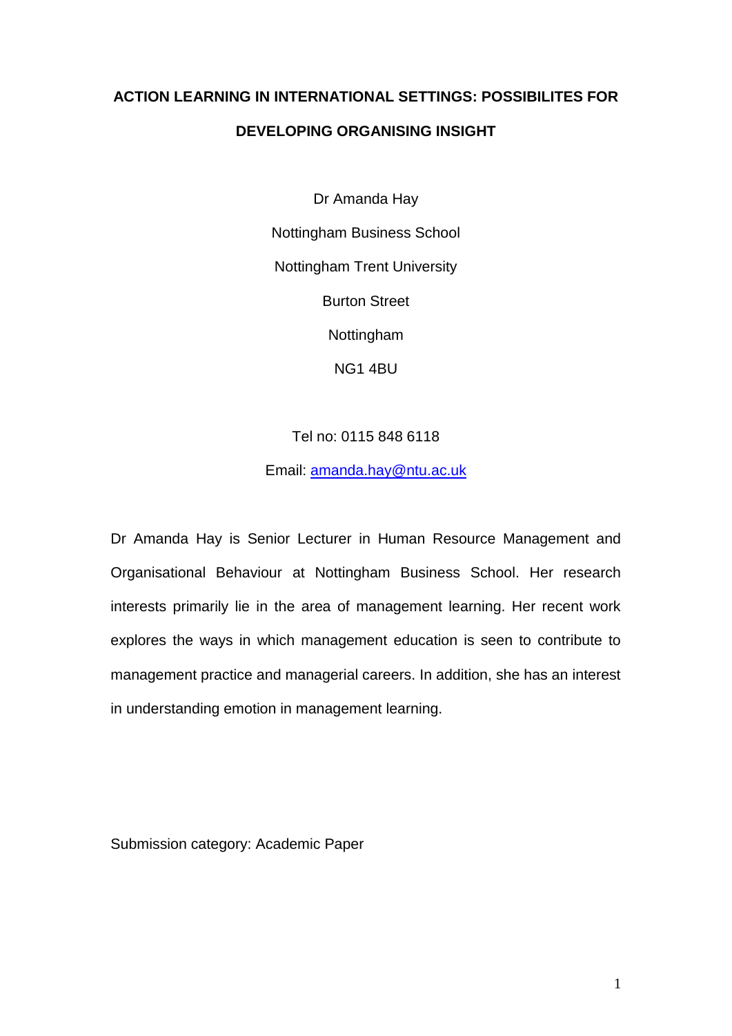# ACTION LEARNING IN INTERNATIONAL SETTINGS: POSSIBILITES FOR DEVELOPING ORGANISING INSIGHT

Dr Amanda Hay

Nottingham Business School

Nottingham Trent University

Burton Street

Nottingham

NG1 4BU

Tel no: 0115 848 6118

Email: amanda.hay@ntu.ac.uk

Dr Amanda Hay is Senior Lecturer in Human Resource Management and Organisational Behaviour at Nottingham Business School. Her research interests primarily lie in the area of management learning. Her recent work explores the ways in which management education is seen to contribute to management practice and managerial careers. In addition, she has an interest in understanding emotion in management learning.

Submission category: Academic Paper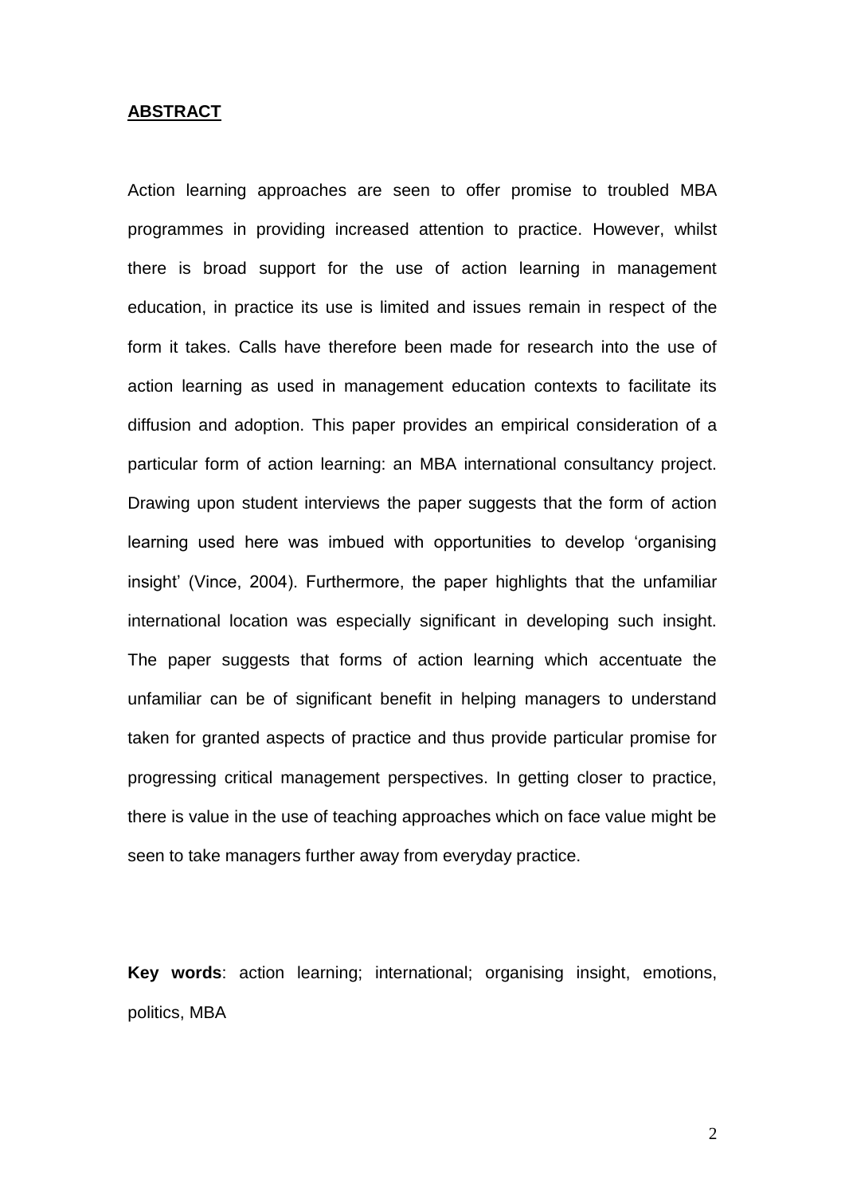## ABSTRACT

Action learning approaches are seen to offer promise to troubled MBA programmes in providing increased attention to practice. However, whilst there is broad support for the use of action learning in management education, in practice its use is limited and issues remain in respect of the form it takes. Calls have therefore been made for research into the use of action learning as used in management education contexts to facilitate its diffusion and adoption. This paper provides an empirical consideration of a particular form of action learning: an MBA international consultancy project. Drawing upon student interviews the paper suggests that the form of action learning used here was imbued with opportunities to develop 'organising insight' (Vince, 2004). Furthermore, the paper highlights that the unfamiliar international location was especially significant in developing such insight. The paper suggests that forms of action learning which accentuate the unfamiliar can be of significant benefit in helping managers to understand taken for granted aspects of practice and thus provide particular promise for progressing critical management perspectives. In getting closer to practice, there is value in the use of teaching approaches which on face value might be seen to take managers further away from everyday practice.

**Key words**: action learning; international; organising insight, emotions, politics, MBA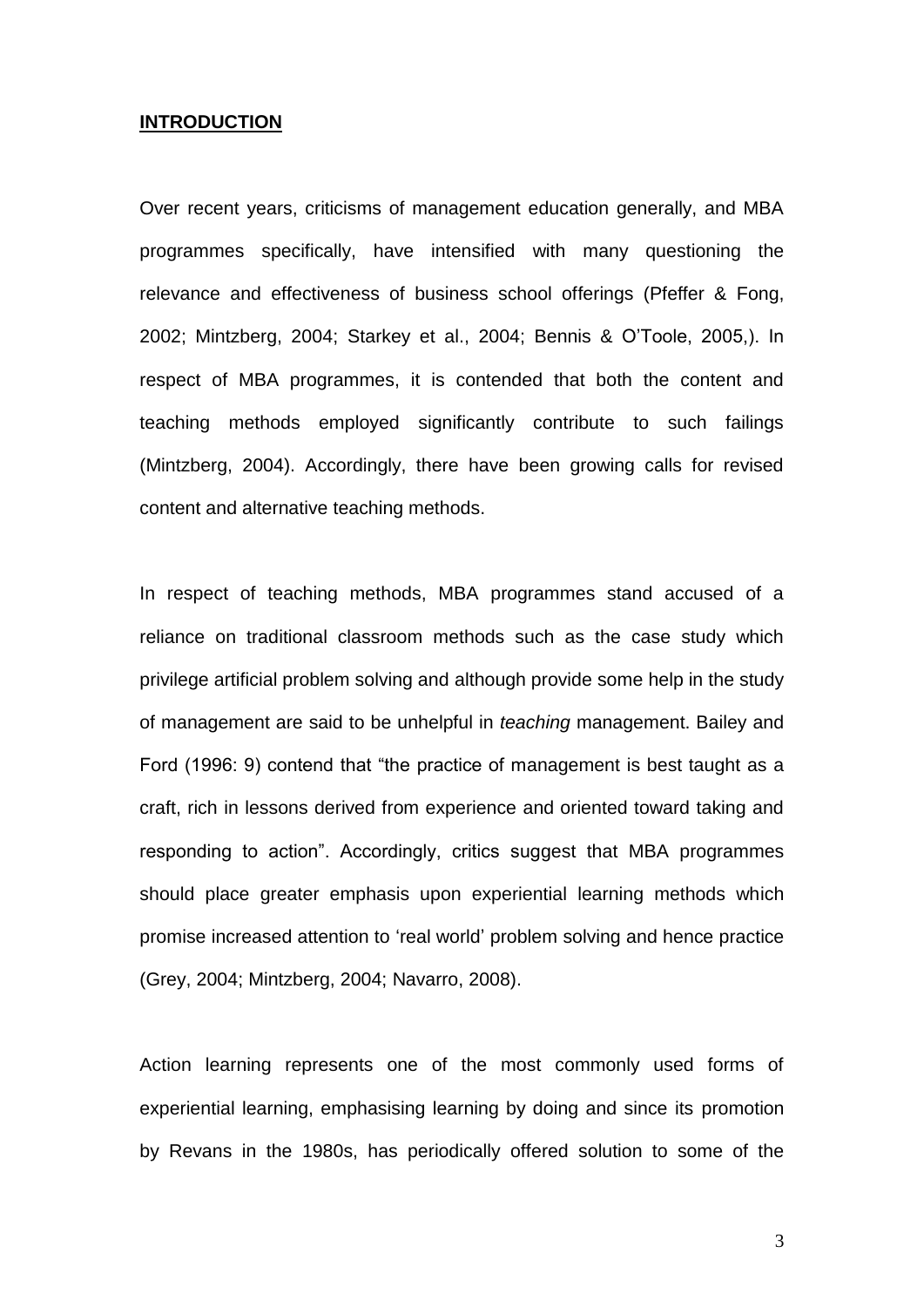**INTRODUCTION**

Over recent years, criticisms of management education generally, and MBA programmes specifically, have intensified with many questioning the relevance and effectiveness of business school offerings (Pfeffer & Fong, 2002; Mintzberg, 2004; Starkey et al., 2004; Bennis & O'Toole, 2005,). In respect of MBA programmes, it is contended that both the content and teaching methods employed significantly contribute to such failings (Mintzberg, 2004). Accordingly, there have been growing calls for revised content and alternative teaching methods.

In respect of teaching methods, MBA programmes stand accused of a reliance on traditional classroom methods such as the case study which privilege artificial problem solving and although provide some help in the study of management are said to be unhelpful in *teaching* management. Bailey and Ford (1996: 9) contend that "the practice of management is best taught as a craft, rich in lessons derived from experience and oriented toward taking and responding to action". Accordingly, critics suggest that MBA programmes should place greater emphasis upon experiential learning methods which promise increased attention to 'real world' problem solving and hence practice (Grey, 2004; Mintzberg, 2004; Navarro, 2008).

Action learning represents one of the most commonly used forms of experiential learning, emphasising learning by doing and since its promotion by Revans in the 1980s, has periodically offered solution to some of the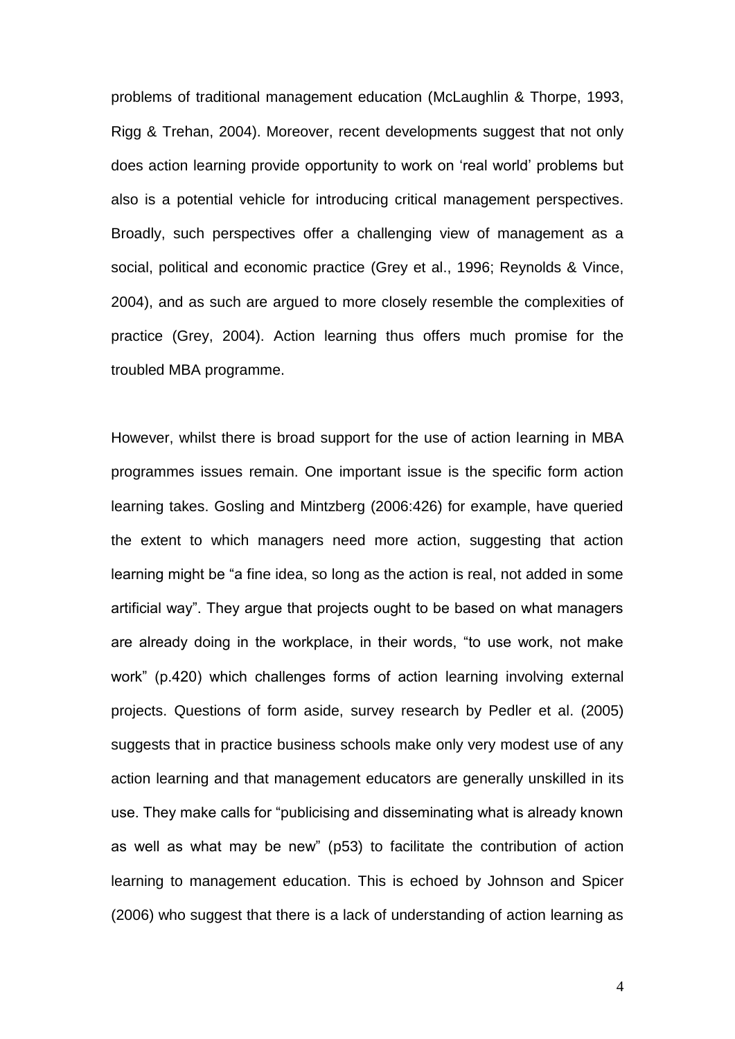problems of traditional management education (McLaughlin & Thorpe, 1993, Rigg & Trehan, 2004). Moreover, recent developments suggest that not only does action learning provide opportunity to work on 'real world' problems but also is a potential vehicle for introducing critical management perspectives. Broadly, such perspectives offer a challenging view of management as a social, political and economic practice (Grey et al., 1996; Reynolds & Vince, 2004), and as such are argued to more closely resemble the complexities of practice (Grey, 2004). Action learning thus offers much promise for the troubled MBA programme.

However, whilst there is broad support for the use of action learning in MBA programmes issues remain. One important issue is the specific form action learning takes. Gosling and Mintzberg (2006:426) for example, have queried the extent to which managers need more action, suggesting that action learning might be "a fine idea, so long as the action is real, not added in some artificial way". They argue that projects ought to be based on what managers are already doing in the workplace, in their words, "to use work, not make work" (p.420) which challenges forms of action learning involving external projects. Questions of form aside, survey research by Pedler et al. (2005) suggests that in practice business schools make only very modest use of any action learning and that management educators are generally unskilled in its use. They make calls for "publicising and disseminating what is already known as well as what may be new" (p53) to facilitate the contribution of action learning to management education. This is echoed by Johnson and Spicer (2006) who suggest that there is a lack of understanding of action learning as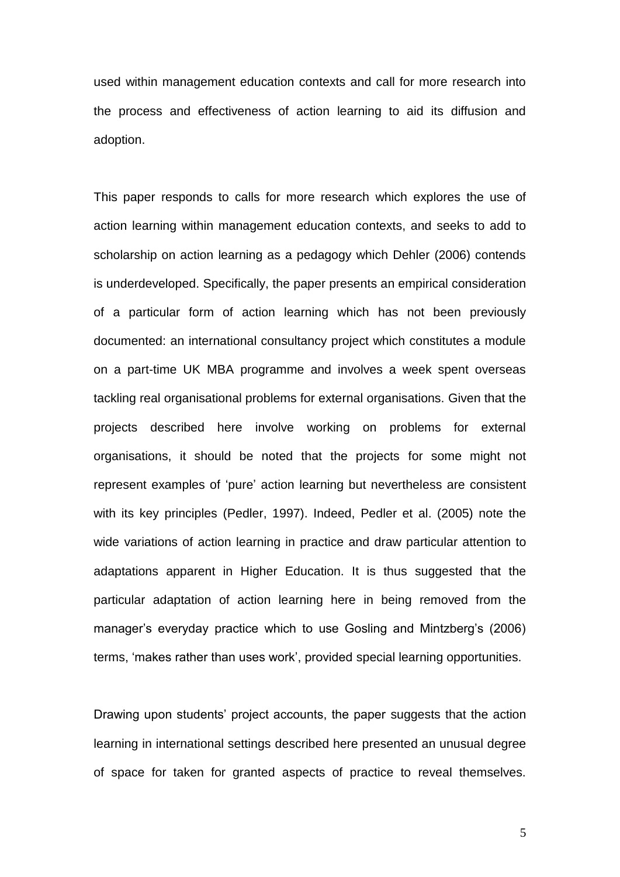used within management education contexts and call for more research into the process and effectiveness of action learning to aid its diffusion and adoption.

This paper responds to calls for more research which explores the use of action learning within management education contexts, and seeks to add to scholarship on action learning as a pedagogy which Dehler (2006) contends is underdeveloped. Specifically, the paper presents an empirical consideration of a particular form of action learning which has not been previously documented: an international consultancy project which constitutes a module on a part-time UK MBA programme and involves a week spent overseas tackling real organisational problems for external organisations. Given that the projects described here involve working on problems for external organisations, it should be noted that the projects for some might not represent examples of 'pure' action learning but nevertheless are consistent with its key principles (Pedler, 1997). Indeed, Pedler et al. (2005) note the wide variations of action learning in practice and draw particular attention to adaptations apparent in Higher Education. It is thus suggested that the particular adaptation of action learning here in being removed from the manager's everyday practice which to use Gosling and Mintzberg's (2006) terms, 'makes rather than uses work', provided special learning opportunities.

Drawing upon students' project accounts, the paper suggests that the action learning in international settings described here presented an unusual degree of space for taken for granted aspects of practice to reveal themselves.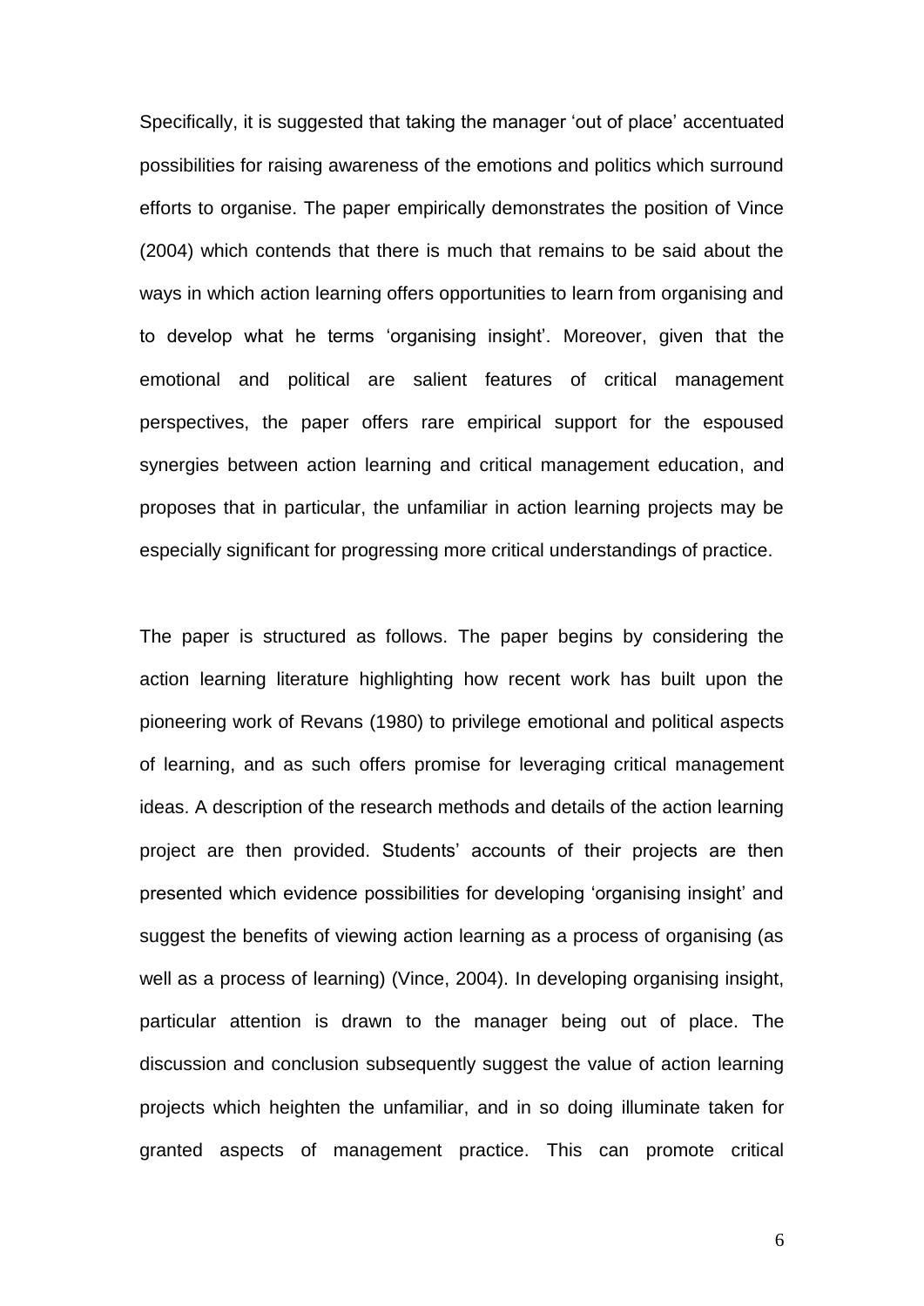Specifically, it is suggested that taking the manager 'out of place' accentuated possibilities for raising awareness of the emotions and politics which surround efforts to organise. The paper empirically demonstrates the position of Vince (2004) which contends that there is much that remains to be said about the ways in which action learning offers opportunities to learn from organising and to develop what he terms 'organising insight'. Moreover, given that the emotional and political are salient features of critical management perspectives, the paper offers rare empirical support for the espoused synergies between action learning and critical management education, and proposes that in particular, the unfamiliar in action learning projects may be especially significant for progressing more critical understandings of practice.

The paper is structured as follows. The paper begins by considering the action learning literature highlighting how recent work has built upon the pioneering work of Revans (1980) to privilege emotional and political aspects of learning, and as such offers promise for leveraging critical management ideas. A description of the research methods and details of the action learning project are then provided. Students' accounts of their projects are then presented which evidence possibilities for developing 'organising insight' and suggest the benefits of viewing action learning as a process of organising (as well as a process of learning) (Vince, 2004). In developing organising insight, particular attention is drawn to the manager being out of place. The discussion and conclusion subsequently suggest the value of action learning projects which heighten the unfamiliar, and in so doing illuminate taken for granted aspects of management practice. This can promote critical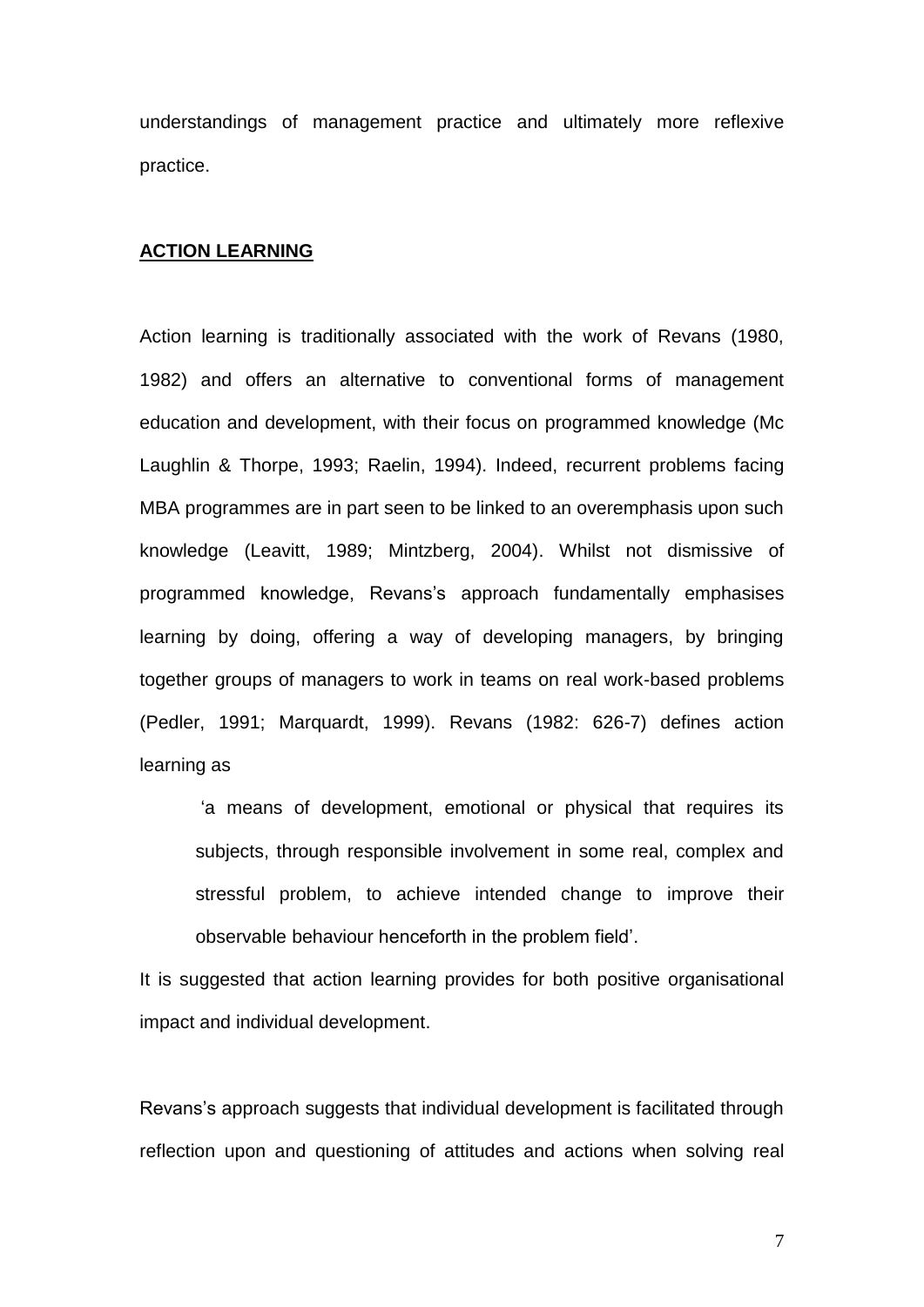understandings of management practice and ultimately more reflexive practice.

## ACTION LEARNING

Action learning is traditionally associated with the work of Revans (1980, 1982) and offers an alternative to conventional forms of management education and development, with their focus on programmed knowledge (Mc Laughlin & Thorpe, 1993; Raelin, 1994). Indeed, recurrent problems facing MBA programmes are in part seen to be linked to an overemphasis upon such knowledge (Leavitt, 1989; Mintzberg, 2004). Whilst not dismissive of programmed knowledge, Revans's approach fundamentally emphasises learning by doing, offering a way of developing managers, by bringing together groups of managers to work in teams on real work-based problems (Pedler, 1991; Marquardt, 1999). Revans (1982: 626-7) defines action learning as

> 'a means of development, emotional or physical that requires its subjects, through responsible involvement in some real, complex and stressful problem, to achieve intended change to improve their observable behaviour henceforth in the problem field'.

It is suggested that action learning provides for both positive organisational impact and individual development.

Revans's approach suggests that individual development is facilitated through reflection upon and questioning of attitudes and actions when solving real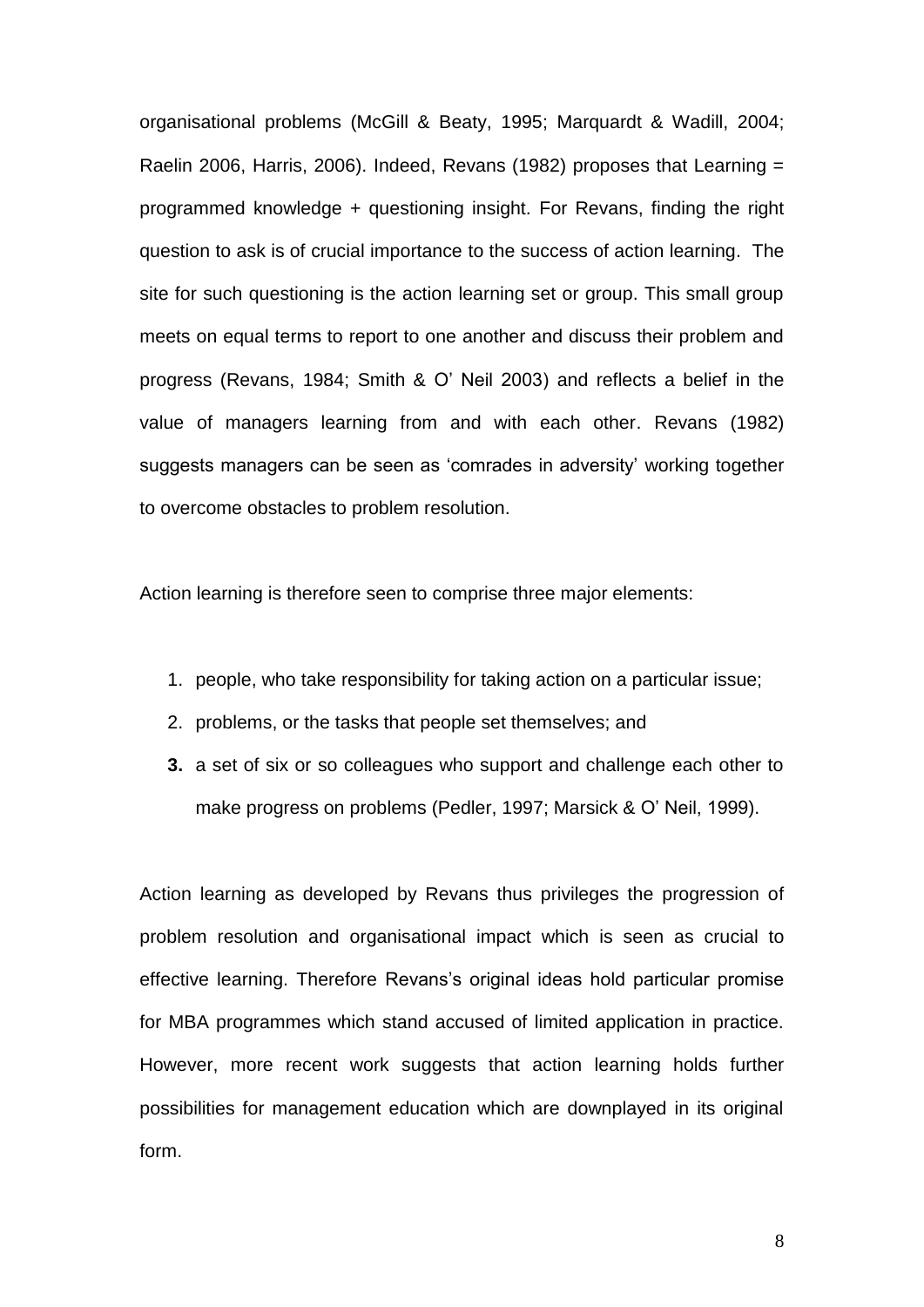organisational problems (McGill & Beaty, 1995; Marquardt & Wadill, 2004; Raelin 2006, Harris, 2006). Indeed, Revans (1982) proposes that Learning = programmed knowledge + questioning insight. For Revans, finding the right question to ask is of crucial importance to the success of action learning. The site for such questioning is the action learning set or group. This small group meets on equal terms to report to one another and discuss their problem and progress (Revans, 1984; Smith & O' Neil 2003) and reflects a belief in the value of managers learning from and with each other. Revans (1982) suggests managers can be seen as 'comrades in adversity' working together to overcome obstacles to problem resolution.

Action learning is therefore seen to comprise three major elements:

1. people, who take responsibility for taking action on a particular issue;
2. problems, or the tasks that people set themselves; and
3. a set of six or so colleagues who support and challenge each other to make progress on problems (Pedler, 1997; Marsick & O' Neil, 1999).

Action learning as developed by Revans thus privileges the progression of problem resolution and organisational impact which is seen as crucial to effective learning. Therefore Revans's original ideas hold particular promise for MBA programmes which stand accused of limited application in practice. However, more recent work suggests that action learning holds further possibilities for management education which are downplayed in its original form.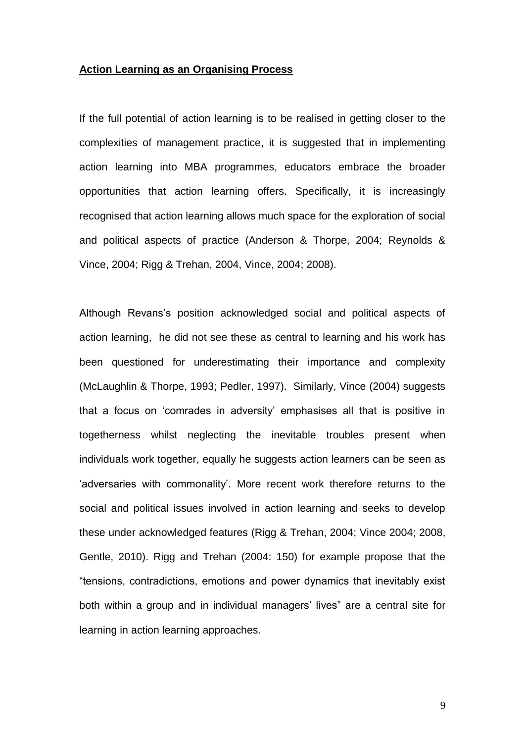**Action Learning as an Organising Process**

If the full potential of action learning is to be realised in getting closer to the complexities of management practice, it is suggested that in implementing action learning into MBA programmes, educators embrace the broader opportunities that action learning offers. Specifically, it is increasingly recognised that action learning allows much space for the exploration of social and political aspects of practice (Anderson & Thorpe, 2004; Reynolds & Vince, 2004; Rigg & Trehan, 2004, Vince, 2004; 2008).

Although Revans's position acknowledged social and political aspects of action learning, he did not see these as central to learning and his work has been questioned for underestimating their importance and complexity (McLaughlin & Thorpe, 1993; Pedler, 1997). Similarly, Vince (2004) suggests that a focus on 'comrades in adversity' emphasises all that is positive in togetherness whilst neglecting the inevitable troubles present when individuals work together, equally he suggests action learners can be seen as 'adversaries with commonality'. More recent work therefore returns to the social and political issues involved in action learning and seeks to develop these under acknowledged features (Rigg & Trehan, 2004; Vince 2004; 2008, Gentle, 2010). Rigg and Trehan (2004: 150) for example propose that the "tensions, contradictions, emotions and power dynamics that inevitably exist both within a group and in individual managers' lives" are a central site for learning in action learning approaches.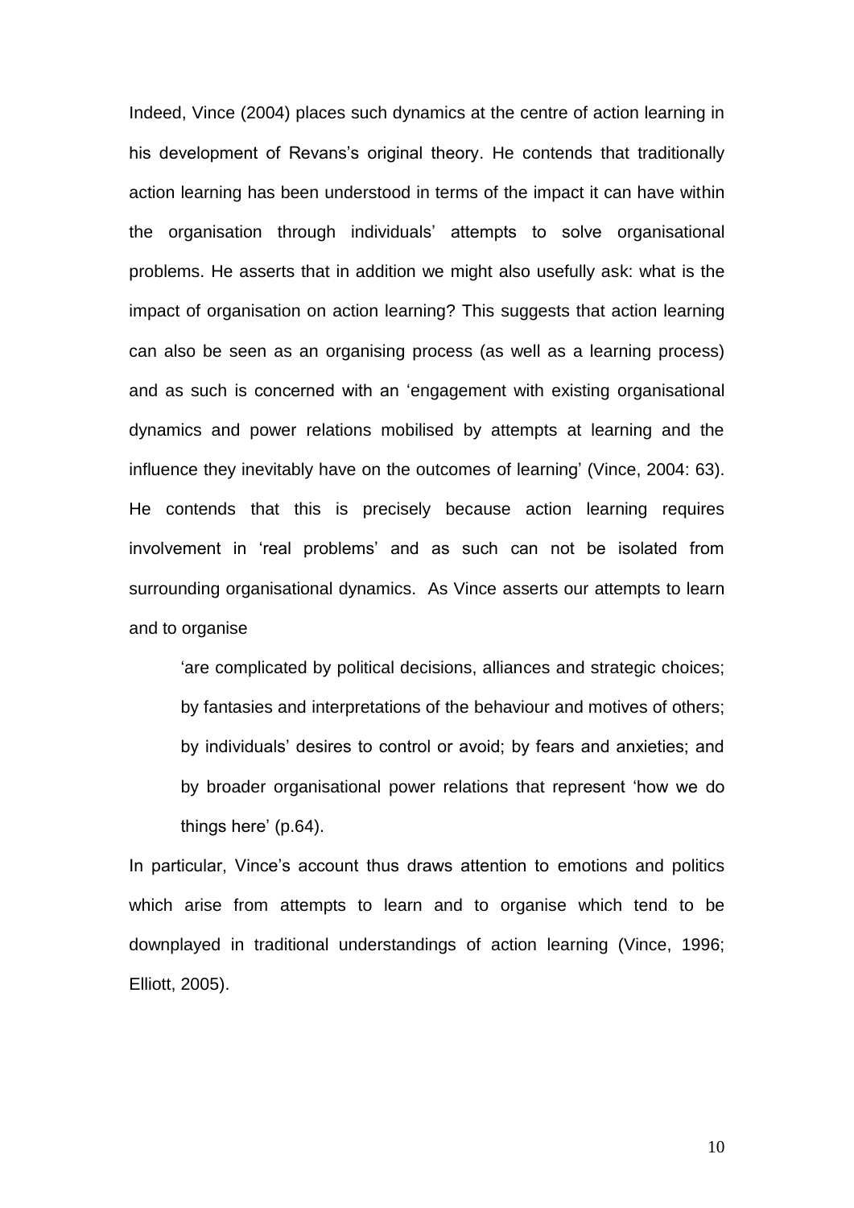Indeed, Vince (2004) places such dynamics at the centre of action learning in his development of Revans's original theory. He contends that traditionally action learning has been understood in terms of the impact it can have within the organisation through individuals' attempts to solve organisational problems. He asserts that in addition we might also usefully ask: what is the impact of organisation on action learning? This suggests that action learning can also be seen as an organising process (as well as a learning process) and as such is concerned with an 'engagement with existing organisational dynamics and power relations mobilised by attempts at learning and the influence they inevitably have on the outcomes of learning' (Vince, 2004: 63). He contends that this is precisely because action learning requires involvement in 'real problems' and as such can not be isolated from surrounding organisational dynamics. As Vince asserts our attempts to learn and to organise

> 'are complicated by political decisions, alliances and strategic choices; by fantasies and interpretations of the behaviour and motives of others; by individuals' desires to control or avoid; by fears and anxieties; and by broader organisational power relations that represent 'how we do things here' (p.64).

In particular, Vince's account thus draws attention to emotions and politics which arise from attempts to learn and to organise which tend to be downplayed in traditional understandings of action learning (Vince, 1996; Elliott, 2005).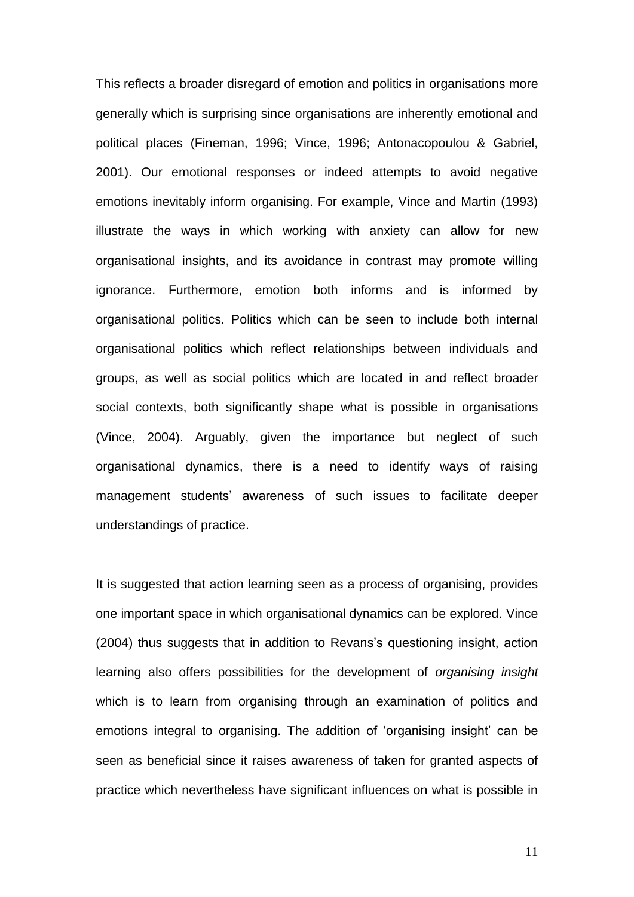This reflects a broader disregard of emotion and politics in organisations more generally which is surprising since organisations are inherently emotional and political places (Fineman, 1996; Vince, 1996; Antonacopoulou & Gabriel, 2001). Our emotional responses or indeed attempts to avoid negative emotions inevitably inform organising. For example, Vince and Martin (1993) illustrate the ways in which working with anxiety can allow for new organisational insights, and its avoidance in contrast may promote willing ignorance. Furthermore, emotion both informs and is informed by organisational politics. Politics which can be seen to include both internal organisational politics which reflect relationships between individuals and groups, as well as social politics which are located in and reflect broader social contexts, both significantly shape what is possible in organisations (Vince, 2004). Arguably, given the importance but neglect of such organisational dynamics, there is a need to identify ways of raising management students' awareness of such issues to facilitate deeper understandings of practice.

It is suggested that action learning seen as a process of organising, provides one important space in which organisational dynamics can be explored. Vince (2004) thus suggests that in addition to Revans's questioning insight, action learning also offers possibilities for the development of *organising insight* which is to learn from organising through an examination of politics and emotions integral to organising. The addition of 'organising insight' can be seen as beneficial since it raises awareness of taken for granted aspects of practice which nevertheless have significant influences on what is possible in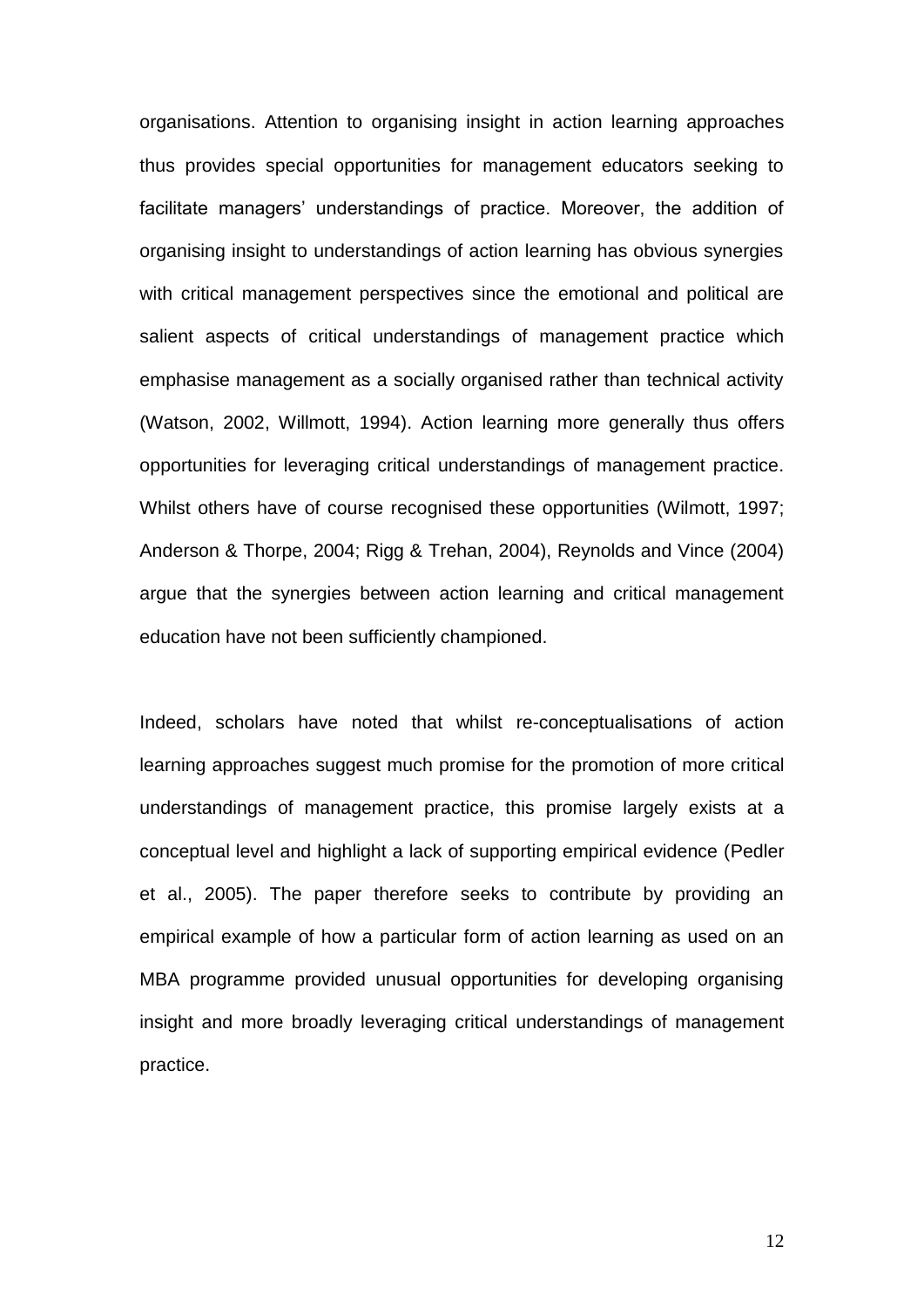organisations. Attention to organising insight in action learning approaches thus provides special opportunities for management educators seeking to facilitate managers' understandings of practice. Moreover, the addition of organising insight to understandings of action learning has obvious synergies with critical management perspectives since the emotional and political are salient aspects of critical understandings of management practice which emphasise management as a socially organised rather than technical activity (Watson, 2002, Willmott, 1994). Action learning more generally thus offers opportunities for leveraging critical understandings of management practice. Whilst others have of course recognised these opportunities (Wilmott, 1997; Anderson & Thorpe, 2004; Rigg & Trehan, 2004), Reynolds and Vince (2004) argue that the synergies between action learning and critical management education have not been sufficiently championed.

Indeed, scholars have noted that whilst re-conceptualisations of action learning approaches suggest much promise for the promotion of more critical understandings of management practice, this promise largely exists at a conceptual level and highlight a lack of supporting empirical evidence (Pedler et al., 2005). The paper therefore seeks to contribute by providing an empirical example of how a particular form of action learning as used on an MBA programme provided unusual opportunities for developing organising insight and more broadly leveraging critical understandings of management practice.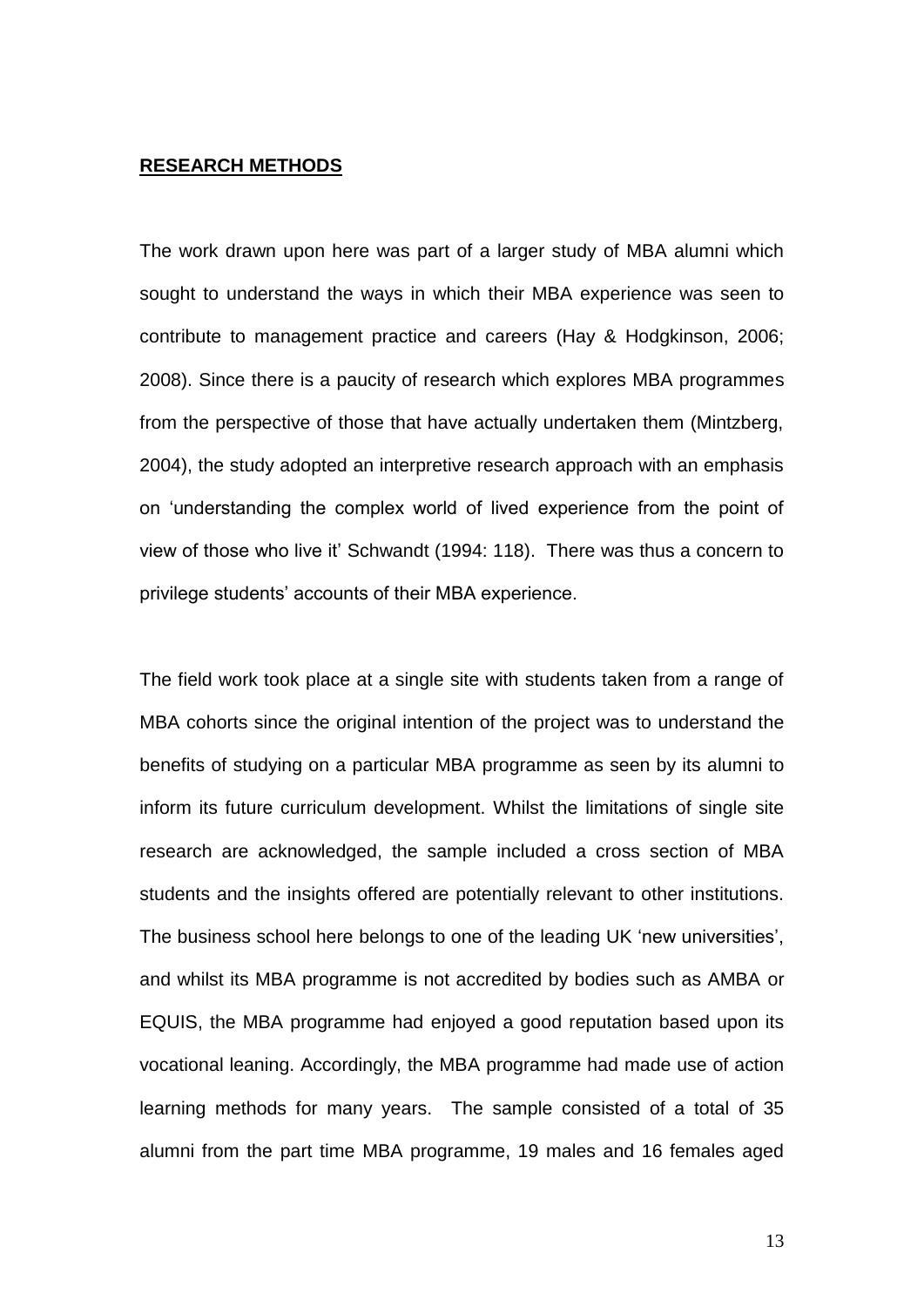## **RESEARCH METHODS**

The work drawn upon here was part of a larger study of MBA alumni which sought to understand the ways in which their MBA experience was seen to contribute to management practice and careers (Hay & Hodgkinson, 2006; 2008). Since there is a paucity of research which explores MBA programmes from the perspective of those that have actually undertaken them (Mintzberg, 2004), the study adopted an interpretive research approach with an emphasis on 'understanding the complex world of lived experience from the point of view of those who live it' Schwandt (1994: 118). There was thus a concern to privilege students' accounts of their MBA experience.

The field work took place at a single site with students taken from a range of MBA cohorts since the original intention of the project was to understand the benefits of studying on a particular MBA programme as seen by its alumni to inform its future curriculum development. Whilst the limitations of single site research are acknowledged, the sample included a cross section of MBA students and the insights offered are potentially relevant to other institutions. The business school here belongs to one of the leading UK 'new universities', and whilst its MBA programme is not accredited by bodies such as AMBA or EQUIS, the MBA programme had enjoyed a good reputation based upon its vocational leaning. Accordingly, the MBA programme had made use of action learning methods for many years. The sample consisted of a total of 35 alumni from the part time MBA programme, 19 males and 16 females aged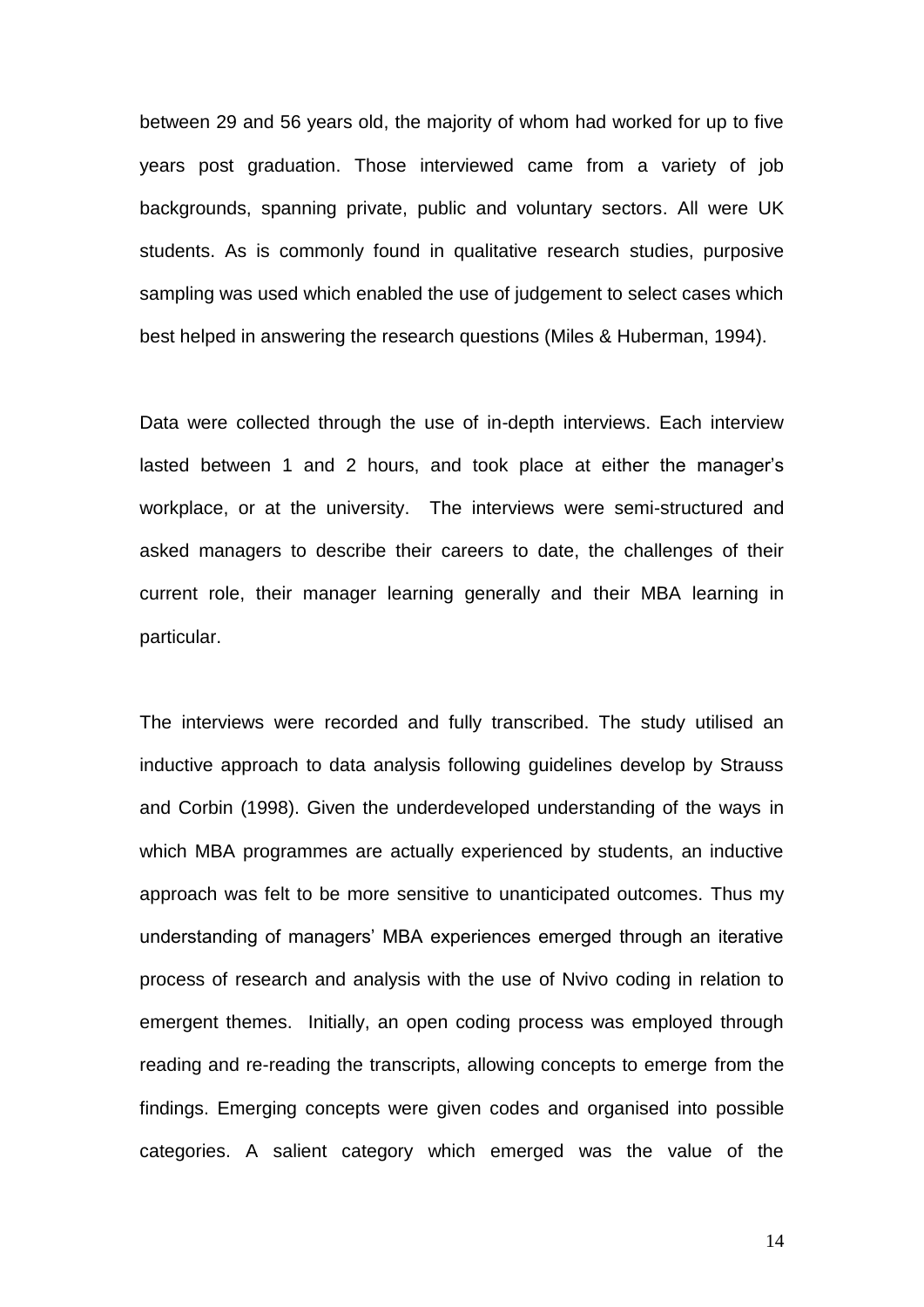between 29 and 56 years old, the majority of whom had worked for up to five years post graduation. Those interviewed came from a variety of job backgrounds, spanning private, public and voluntary sectors. All were UK students. As is commonly found in qualitative research studies, purposive sampling was used which enabled the use of judgement to select cases which best helped in answering the research questions (Miles & Huberman, 1994).

Data were collected through the use of in-depth interviews. Each interview lasted between 1 and 2 hours, and took place at either the manager's workplace, or at the university. The interviews were semi-structured and asked managers to describe their careers to date, the challenges of their current role, their manager learning generally and their MBA learning in particular.

The interviews were recorded and fully transcribed. The study utilised an inductive approach to data analysis following guidelines develop by Strauss and Corbin (1998). Given the underdeveloped understanding of the ways in which MBA programmes are actually experienced by students, an inductive approach was felt to be more sensitive to unanticipated outcomes. Thus my understanding of managers' MBA experiences emerged through an iterative process of research and analysis with the use of Nvivo coding in relation to emergent themes. Initially, an open coding process was employed through reading and re-reading the transcripts, allowing concepts to emerge from the findings. Emerging concepts were given codes and organised into possible categories. A salient category which emerged was the value of the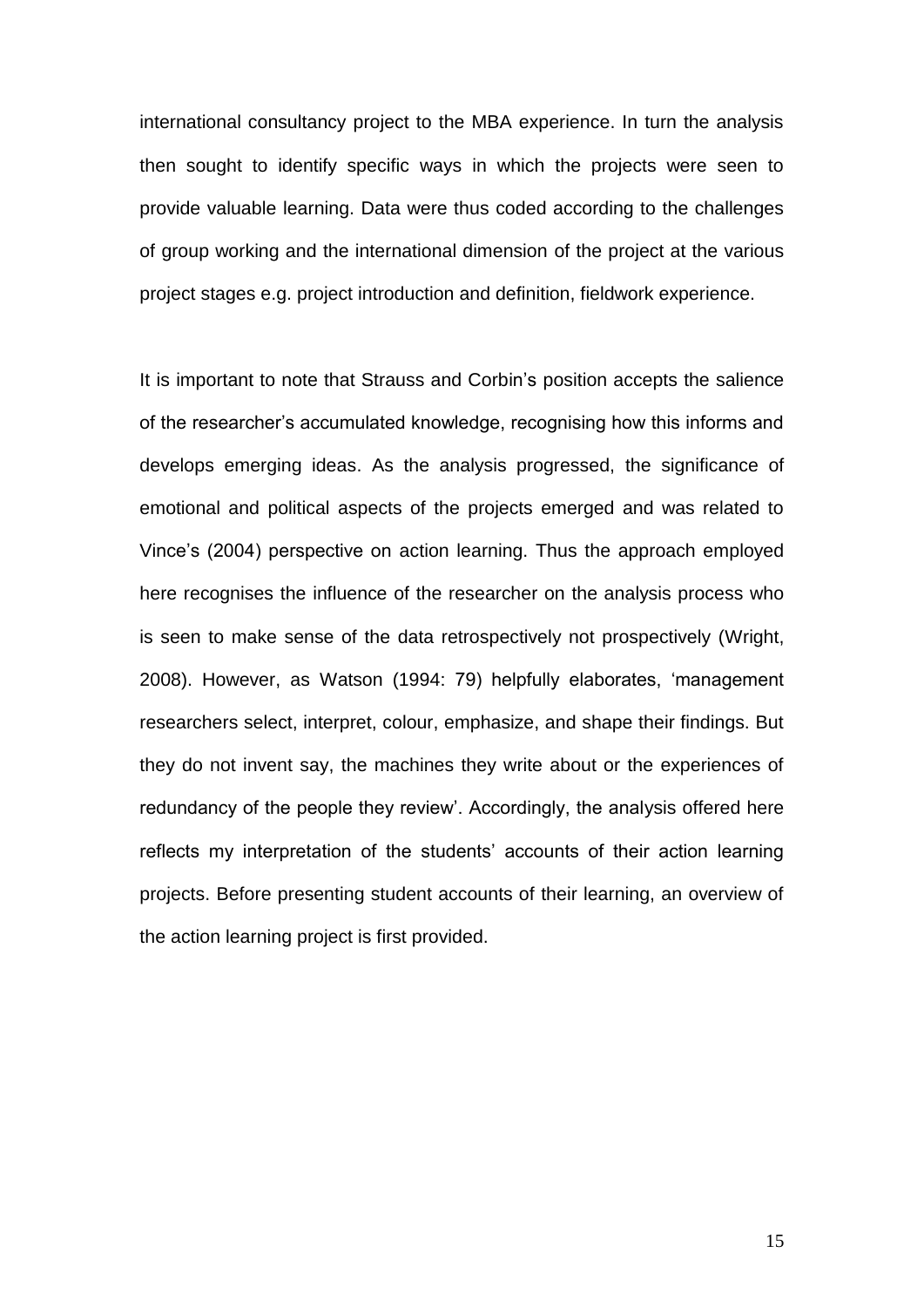international consultancy project to the MBA experience. In turn the analysis then sought to identify specific ways in which the projects were seen to provide valuable learning. Data were thus coded according to the challenges of group working and the international dimension of the project at the various project stages e.g. project introduction and definition, fieldwork experience.

It is important to note that Strauss and Corbin's position accepts the salience of the researcher's accumulated knowledge, recognising how this informs and develops emerging ideas. As the analysis progressed, the significance of emotional and political aspects of the projects emerged and was related to Vince's (2004) perspective on action learning. Thus the approach employed here recognises the influence of the researcher on the analysis process who is seen to make sense of the data retrospectively not prospectively (Wright, 2008). However, as Watson (1994: 79) helpfully elaborates, 'management researchers select, interpret, colour, emphasize, and shape their findings. But they do not invent say, the machines they write about or the experiences of redundancy of the people they review'. Accordingly, the analysis offered here reflects my interpretation of the students' accounts of their action learning projects. Before presenting student accounts of their learning, an overview of the action learning project is first provided.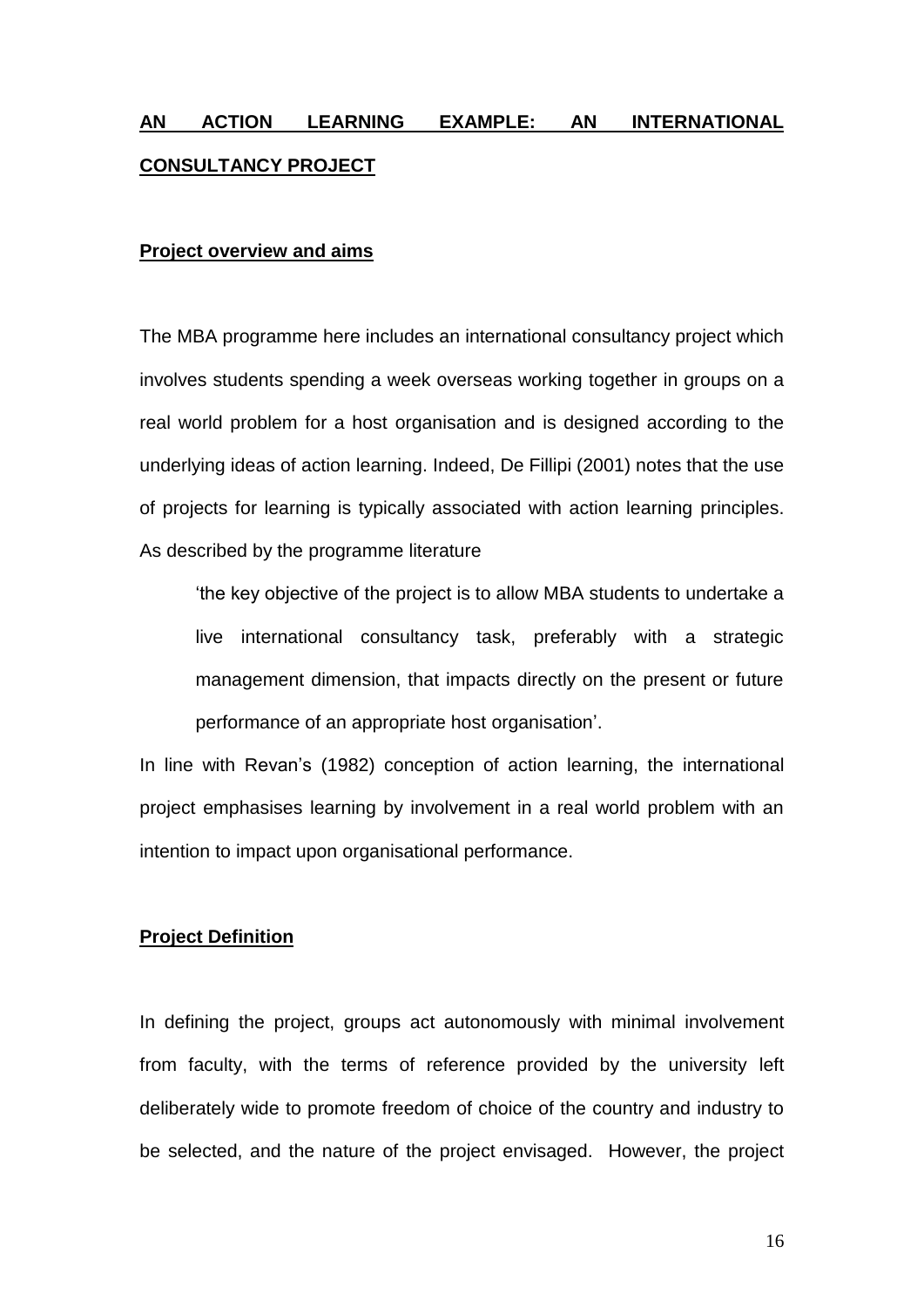## AN ACTION LEARNING EXAMPLE: AN INTERNATIONAL CONSULTANCY PROJECT

### Project overview and aims

The MBA programme here includes an international consultancy project which involves students spending a week overseas working together in groups on a real world problem for a host organisation and is designed according to the underlying ideas of action learning. Indeed, De Fillipi (2001) notes that the use of projects for learning is typically associated with action learning principles. As described by the programme literature

> 'the key objective of the project is to allow MBA students to undertake a live international consultancy task, preferably with a strategic management dimension, that impacts directly on the present or future performance of an appropriate host organisation'.

In line with Revan's (1982) conception of action learning, the international project emphasises learning by involvement in a real world problem with an intention to impact upon organisational performance.

### Project Definition

In defining the project, groups act autonomously with minimal involvement from faculty, with the terms of reference provided by the university left deliberately wide to promote freedom of choice of the country and industry to be selected, and the nature of the project envisaged. However, the project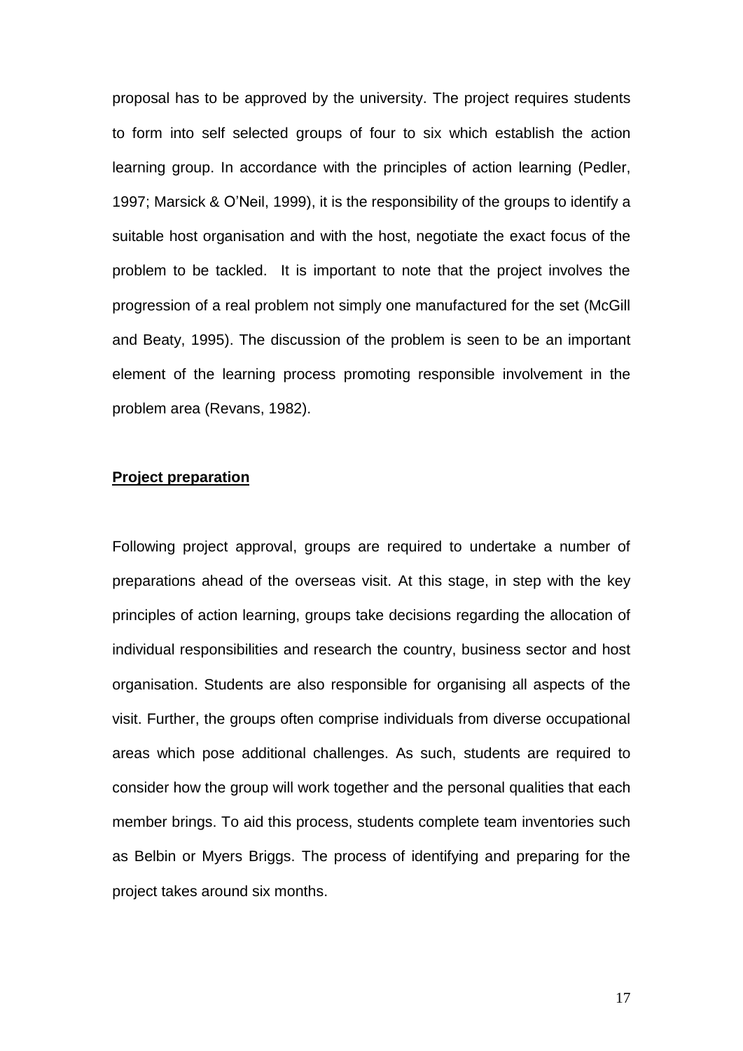proposal has to be approved by the university. The project requires students to form into self selected groups of four to six which establish the action learning group. In accordance with the principles of action learning (Pedler, 1997; Marsick & O'Neil, 1999), it is the responsibility of the groups to identify a suitable host organisation and with the host, negotiate the exact focus of the problem to be tackled. It is important to note that the project involves the progression of a real problem not simply one manufactured for the set (McGill and Beaty, 1995). The discussion of the problem is seen to be an important element of the learning process promoting responsible involvement in the problem area (Revans, 1982).

## Project preparation

Following project approval, groups are required to undertake a number of preparations ahead of the overseas visit. At this stage, in step with the key principles of action learning, groups take decisions regarding the allocation of individual responsibilities and research the country, business sector and host organisation. Students are also responsible for organising all aspects of the visit. Further, the groups often comprise individuals from diverse occupational areas which pose additional challenges. As such, students are required to consider how the group will work together and the personal qualities that each member brings. To aid this process, students complete team inventories such as Belbin or Myers Briggs. The process of identifying and preparing for the project takes around six months.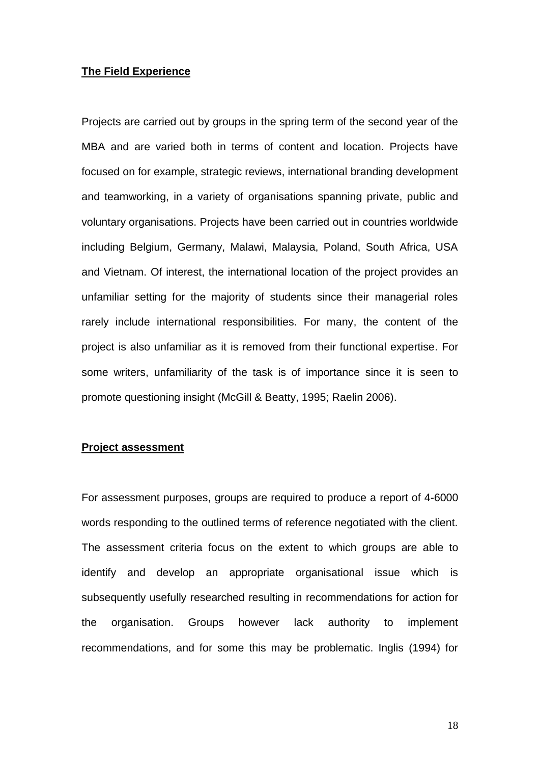**The Field Experience**

Projects are carried out by groups in the spring term of the second year of the MBA and are varied both in terms of content and location. Projects have focused on for example, strategic reviews, international branding development and teamworking, in a variety of organisations spanning private, public and voluntary organisations. Projects have been carried out in countries worldwide including Belgium, Germany, Malawi, Malaysia, Poland, South Africa, USA and Vietnam. Of interest, the international location of the project provides an unfamiliar setting for the majority of students since their managerial roles rarely include international responsibilities. For many, the content of the project is also unfamiliar as it is removed from their functional expertise. For some writers, unfamiliarity of the task is of importance since it is seen to promote questioning insight (McGill & Beatty, 1995; Raelin 2006).

**Project assessment**

For assessment purposes, groups are required to produce a report of 4-6000 words responding to the outlined terms of reference negotiated with the client. The assessment criteria focus on the extent to which groups are able to identify and develop an appropriate organisational issue which is subsequently usefully researched resulting in recommendations for action for the organisation. Groups however lack authority to implement recommendations, and for some this may be problematic. Inglis (1994) for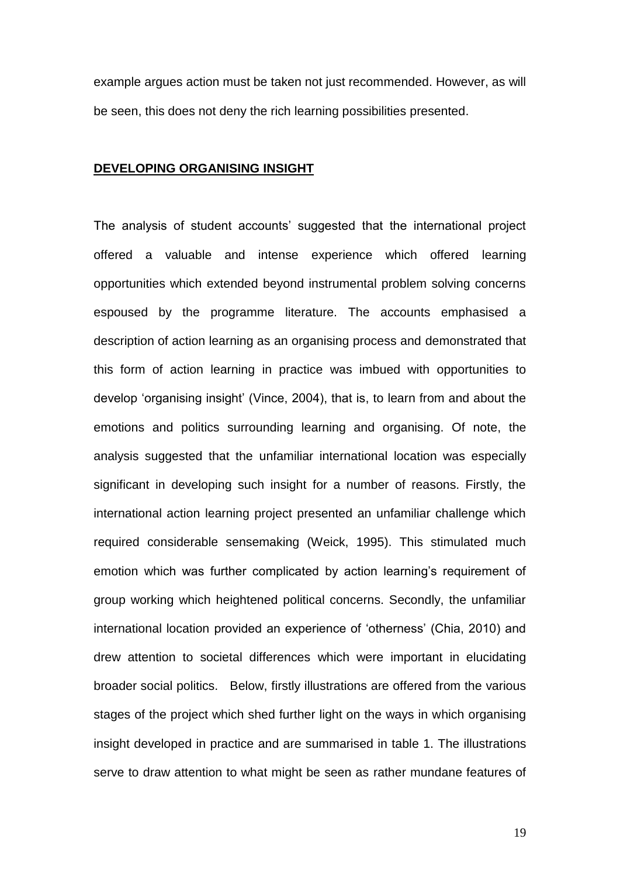example argues action must be taken not just recommended. However, as will be seen, this does not deny the rich learning possibilities presented.

## DEVELOPING ORGANISING INSIGHT

The analysis of student accounts' suggested that the international project offered a valuable and intense experience which offered learning opportunities which extended beyond instrumental problem solving concerns espoused by the programme literature. The accounts emphasised a description of action learning as an organising process and demonstrated that this form of action learning in practice was imbued with opportunities to develop 'organising insight' (Vince, 2004), that is, to learn from and about the emotions and politics surrounding learning and organising. Of note, the analysis suggested that the unfamiliar international location was especially significant in developing such insight for a number of reasons. Firstly, the international action learning project presented an unfamiliar challenge which required considerable sensemaking (Weick, 1995). This stimulated much emotion which was further complicated by action learning's requirement of group working which heightened political concerns. Secondly, the unfamiliar international location provided an experience of 'otherness' (Chia, 2010) and drew attention to societal differences which were important in elucidating broader social politics. Below, firstly illustrations are offered from the various stages of the project which shed further light on the ways in which organising insight developed in practice and are summarised in table 1. The illustrations serve to draw attention to what might be seen as rather mundane features of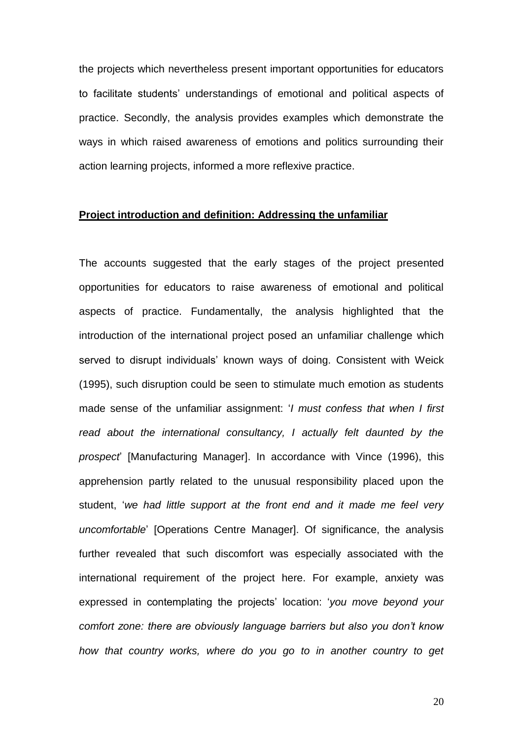the projects which nevertheless present important opportunities for educators to facilitate students' understandings of emotional and political aspects of practice. Secondly, the analysis provides examples which demonstrate the ways in which raised awareness of emotions and politics surrounding their action learning projects, informed a more reflexive practice.

**Project introduction and definition: Addressing the unfamiliar**

The accounts suggested that the early stages of the project presented opportunities for educators to raise awareness of emotional and political aspects of practice. Fundamentally, the analysis highlighted that the introduction of the international project posed an unfamiliar challenge which served to disrupt individuals' known ways of doing. Consistent with Weick (1995), such disruption could be seen to stimulate much emotion as students made sense of the unfamiliar assignment: '*I must confess that when I first read about the international consultancy, I actually felt daunted by the prospect*' [Manufacturing Manager]. In accordance with Vince (1996), this apprehension partly related to the unusual responsibility placed upon the student, '*we had little support at the front end and it made me feel very uncomfortable*' [Operations Centre Manager]. Of significance, the analysis further revealed that such discomfort was especially associated with the international requirement of the project here. For example, anxiety was expressed in contemplating the projects' location: '*you move beyond your comfort zone: there are obviously language barriers but also you don't know how that country works, where do you go to in another country to get*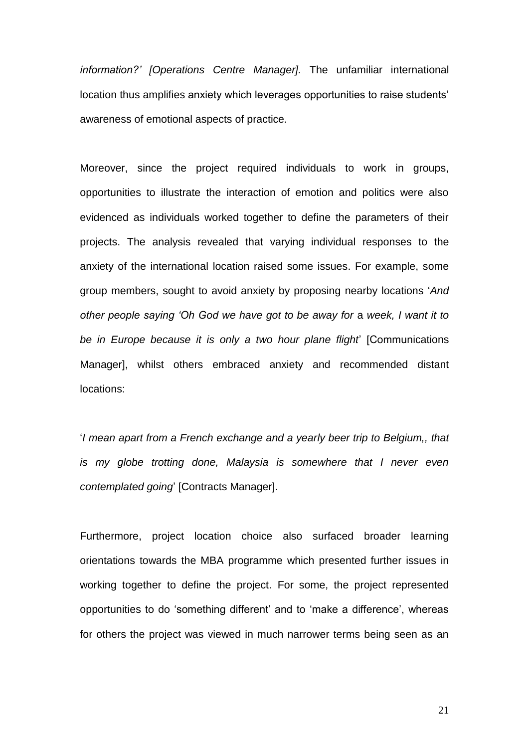*information?' [Operations Centre Manager].* The unfamiliar international location thus amplifies anxiety which leverages opportunities to raise students' awareness of emotional aspects of practice.

Moreover, since the project required individuals to work in groups, opportunities to illustrate the interaction of emotion and politics were also evidenced as individuals worked together to define the parameters of their projects. The analysis revealed that varying individual responses to the anxiety of the international location raised some issues. For example, some group members, sought to avoid anxiety by proposing nearby locations '*And other people saying 'Oh God we have got to be away for* a *week, I want it to be in Europe because it is only a two hour plane flight*' [Communications Manager], whilst others embraced anxiety and recommended distant locations:

'*I mean apart from a French exchange and a yearly beer trip to Belgium,, that is my globe trotting done, Malaysia is somewhere that I never even contemplated going*' [Contracts Manager].

Furthermore, project location choice also surfaced broader learning orientations towards the MBA programme which presented further issues in working together to define the project. For some, the project represented opportunities to do 'something different' and to 'make a difference', whereas for others the project was viewed in much narrower terms being seen as an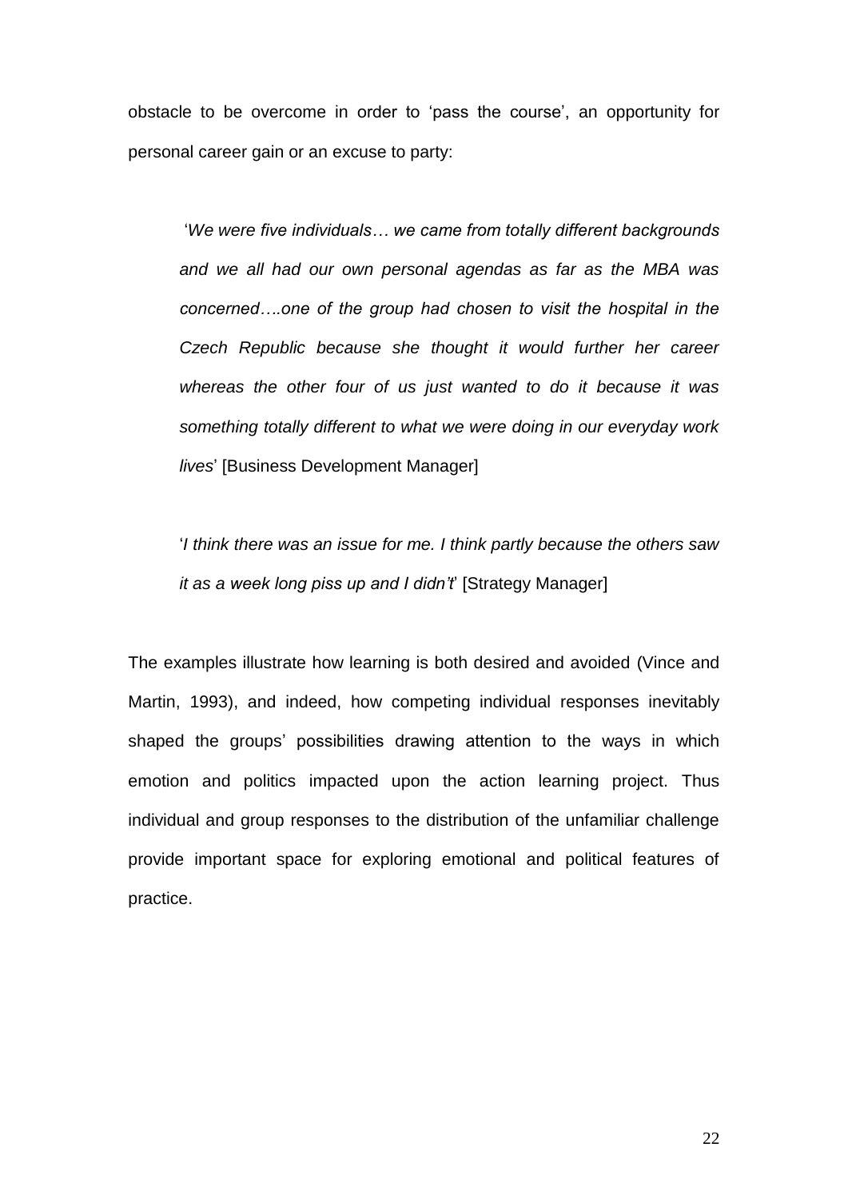obstacle to be overcome in order to 'pass the course', an opportunity for personal career gain or an excuse to party:

> '*We were five individuals… we came from totally different backgrounds and we all had our own personal agendas as far as the MBA was concerned….one of the group had chosen to visit the hospital in the Czech Republic because she thought it would further her career whereas the other four of us just wanted to do it because it was something totally different to what we were doing in our everyday work lives*' [Business Development Manager]

> '*I think there was an issue for me. I think partly because the others saw it as a week long piss up and I didn't*' [Strategy Manager]

The examples illustrate how learning is both desired and avoided (Vince and Martin, 1993), and indeed, how competing individual responses inevitably shaped the groups' possibilities drawing attention to the ways in which emotion and politics impacted upon the action learning project. Thus individual and group responses to the distribution of the unfamiliar challenge provide important space for exploring emotional and political features of practice.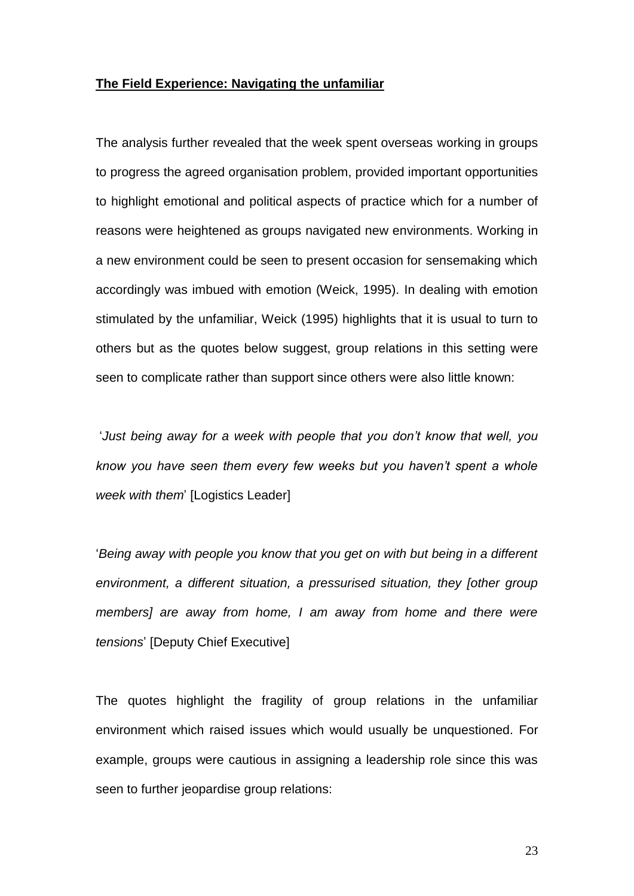**The Field Experience: Navigating the unfamiliar**

The analysis further revealed that the week spent overseas working in groups to progress the agreed organisation problem, provided important opportunities to highlight emotional and political aspects of practice which for a number of reasons were heightened as groups navigated new environments. Working in a new environment could be seen to present occasion for sensemaking which accordingly was imbued with emotion (Weick, 1995). In dealing with emotion stimulated by the unfamiliar, Weick (1995) highlights that it is usual to turn to others but as the quotes below suggest, group relations in this setting were seen to complicate rather than support since others were also little known:

'*Just being away for a week with people that you don't know that well, you know you have seen them every few weeks but you haven't spent a whole week with them*' [Logistics Leader]

'*Being away with people you know that you get on with but being in a different environment, a different situation, a pressurised situation, they [other group members] are away from home, I am away from home and there were tensions*' [Deputy Chief Executive]

The quotes highlight the fragility of group relations in the unfamiliar environment which raised issues which would usually be unquestioned. For example, groups were cautious in assigning a leadership role since this was seen to further jeopardise group relations: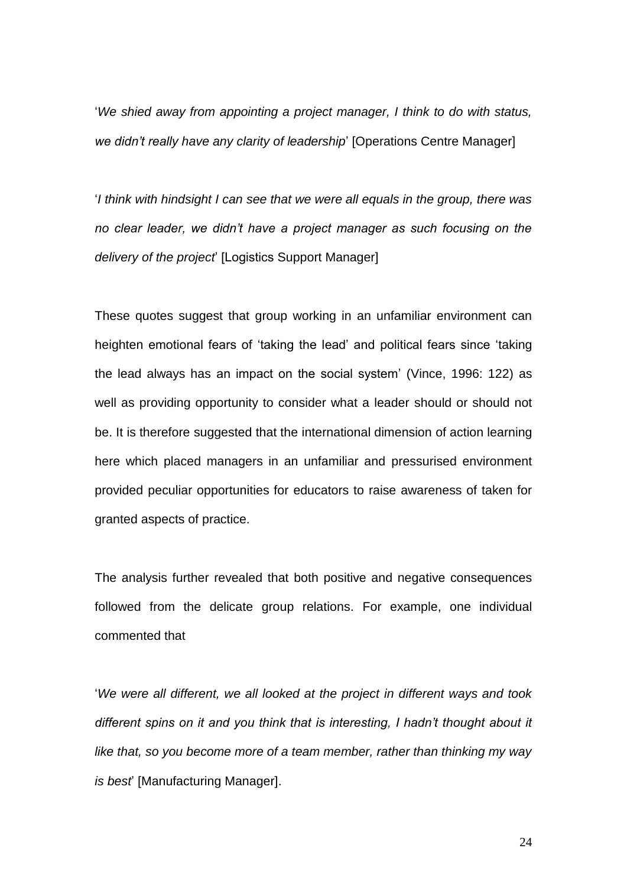'*We shied away from appointing a project manager, I think to do with status, we didn't really have any clarity of leadership*' [Operations Centre Manager]

'*I think with hindsight I can see that we were all equals in the group, there was no clear leader, we didn't have a project manager as such focusing on the delivery of the project*' [Logistics Support Manager]

These quotes suggest that group working in an unfamiliar environment can heighten emotional fears of 'taking the lead' and political fears since 'taking the lead always has an impact on the social system' (Vince, 1996: 122) as well as providing opportunity to consider what a leader should or should not be. It is therefore suggested that the international dimension of action learning here which placed managers in an unfamiliar and pressurised environment provided peculiar opportunities for educators to raise awareness of taken for granted aspects of practice.

The analysis further revealed that both positive and negative consequences followed from the delicate group relations. For example, one individual commented that

'*We were all different, we all looked at the project in different ways and took different spins on it and you think that is interesting, I hadn't thought about it like that, so you become more of a team member, rather than thinking my way is best*' [Manufacturing Manager].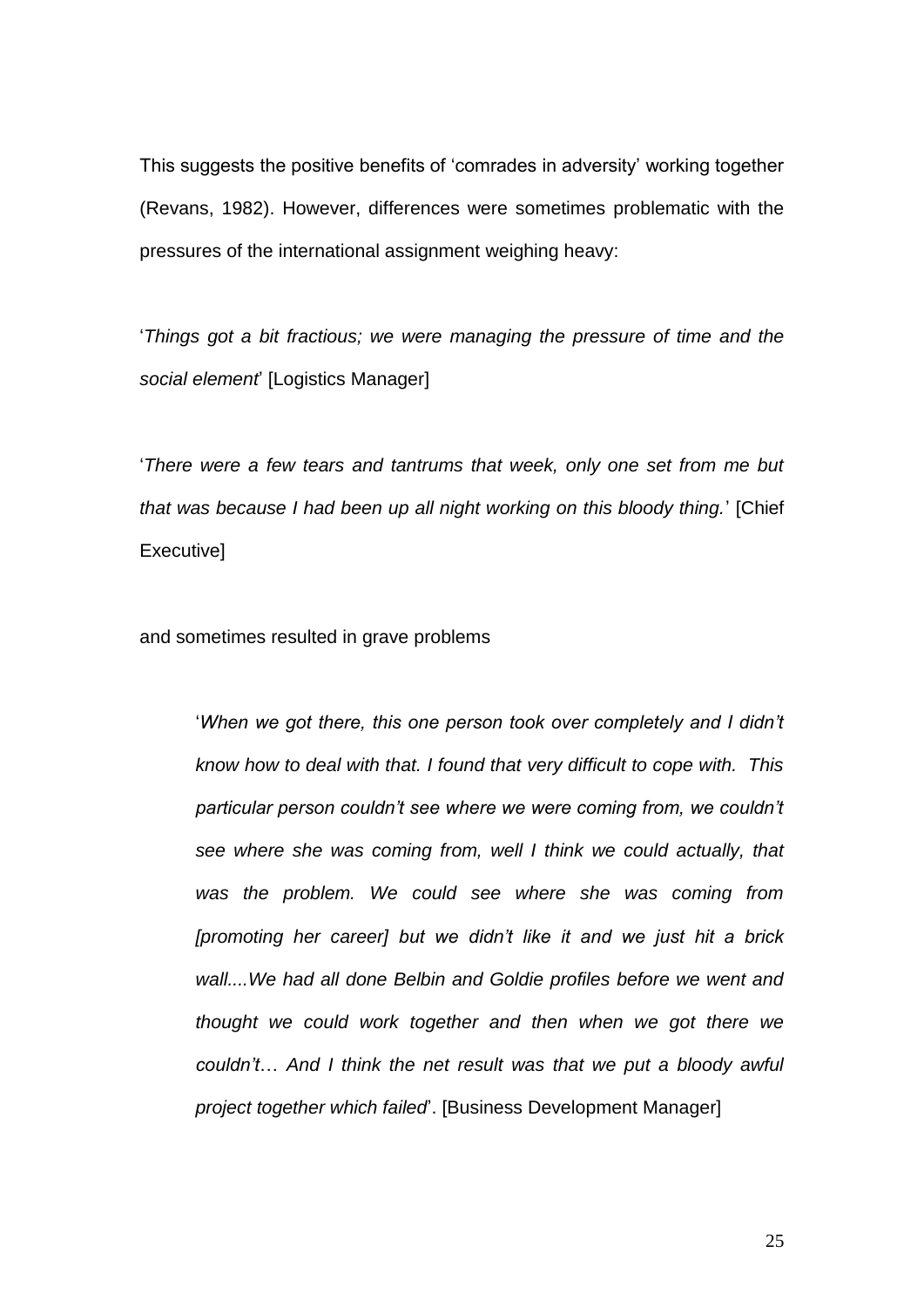This suggests the positive benefits of 'comrades in adversity' working together (Revans, 1982). However, differences were sometimes problematic with the pressures of the international assignment weighing heavy:

'*Things got a bit fractious; we were managing the pressure of time and the social element*' [Logistics Manager]

'*There were a few tears and tantrums that week, only one set from me but that was because I had been up all night working on this bloody thing.*' [Chief Executive]

and sometimes resulted in grave problems

> '*When we got there, this one person took over completely and I didn't know how to deal with that. I found that very difficult to cope with. This particular person couldn't see where we were coming from, we couldn't see where she was coming from, well I think we could actually, that was the problem. We could see where she was coming from [promoting her career] but we didn't like it and we just hit a brick wall....We had all done Belbin and Goldie profiles before we went and thought we could work together and then when we got there we couldn't… And I think the net result was that we put a bloody awful project together which failed*'. [Business Development Manager]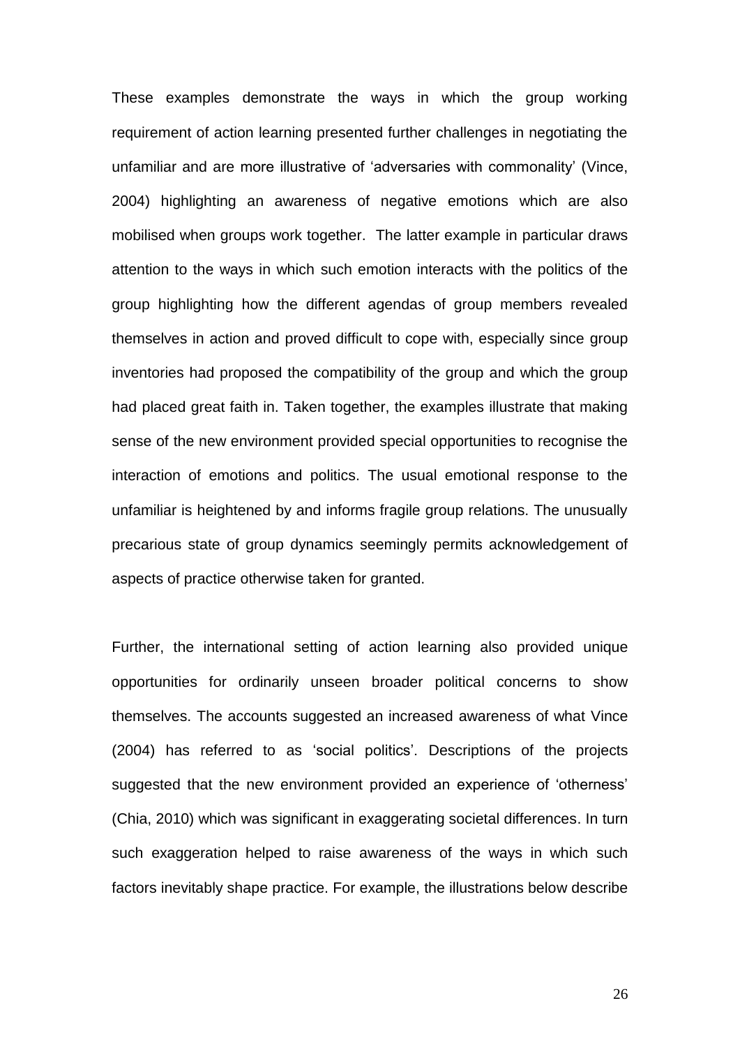These examples demonstrate the ways in which the group working requirement of action learning presented further challenges in negotiating the unfamiliar and are more illustrative of 'adversaries with commonality' (Vince, 2004) highlighting an awareness of negative emotions which are also mobilised when groups work together. The latter example in particular draws attention to the ways in which such emotion interacts with the politics of the group highlighting how the different agendas of group members revealed themselves in action and proved difficult to cope with, especially since group inventories had proposed the compatibility of the group and which the group had placed great faith in. Taken together, the examples illustrate that making sense of the new environment provided special opportunities to recognise the interaction of emotions and politics. The usual emotional response to the unfamiliar is heightened by and informs fragile group relations. The unusually precarious state of group dynamics seemingly permits acknowledgement of aspects of practice otherwise taken for granted.

Further, the international setting of action learning also provided unique opportunities for ordinarily unseen broader political concerns to show themselves. The accounts suggested an increased awareness of what Vince (2004) has referred to as 'social politics'. Descriptions of the projects suggested that the new environment provided an experience of 'otherness' (Chia, 2010) which was significant in exaggerating societal differences. In turn such exaggeration helped to raise awareness of the ways in which such factors inevitably shape practice. For example, the illustrations below describe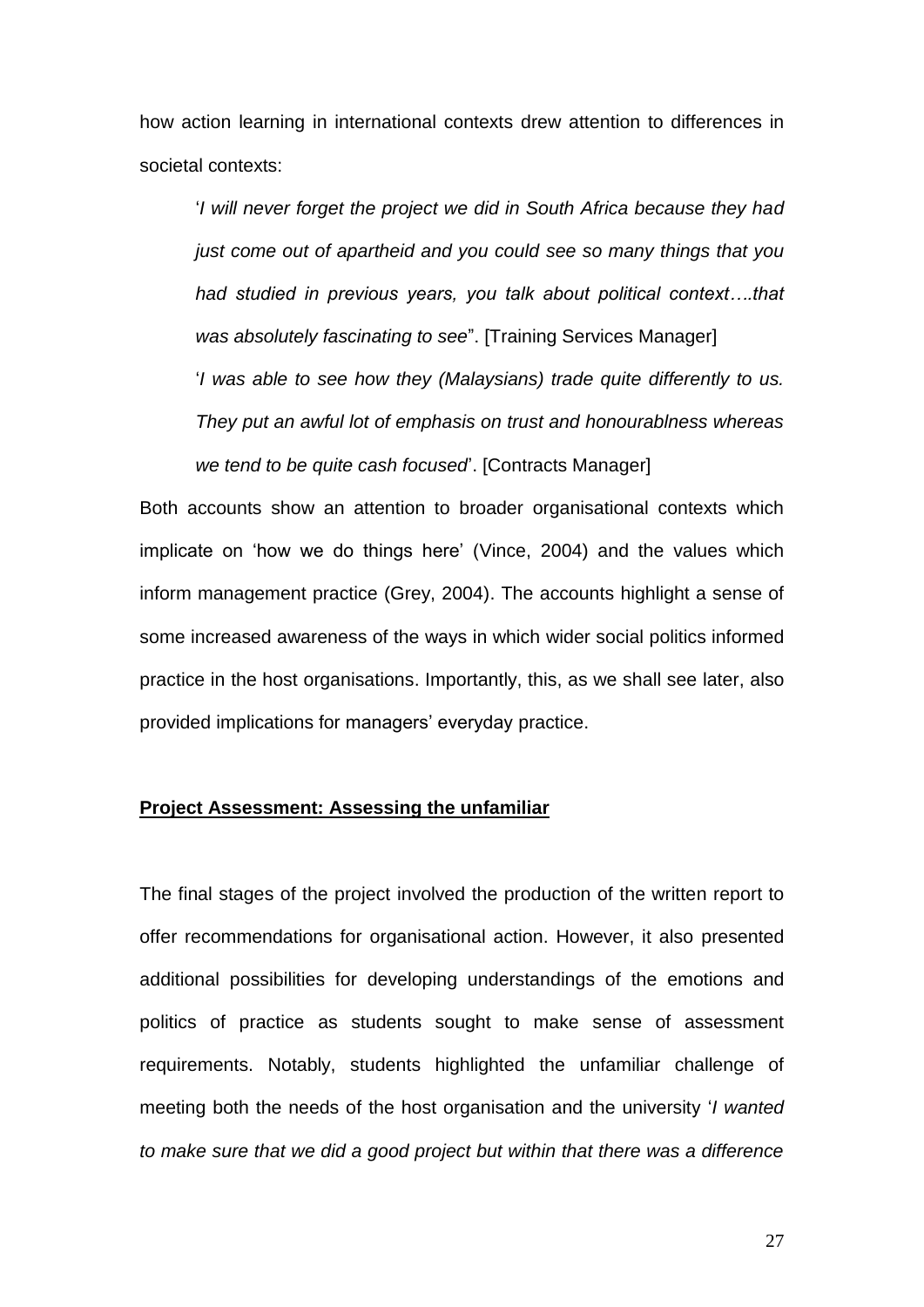how action learning in international contexts drew attention to differences in societal contexts:

> '*I will never forget the project we did in South Africa because they had just come out of apartheid and you could see so many things that you had studied in previous years, you talk about political context….that was absolutely fascinating to see*". [Training Services Manager]
>
> '*I was able to see how they (Malaysians) trade quite differently to us. They put an awful lot of emphasis on trust and honourablness whereas we tend to be quite cash focused*'. [Contracts Manager]

Both accounts show an attention to broader organisational contexts which implicate on 'how we do things here' (Vince, 2004) and the values which inform management practice (Grey, 2004). The accounts highlight a sense of some increased awareness of the ways in which wider social politics informed practice in the host organisations. Importantly, this, as we shall see later, also provided implications for managers' everyday practice.

**<u>Project Assessment: Assessing the unfamiliar</u>**

The final stages of the project involved the production of the written report to offer recommendations for organisational action. However, it also presented additional possibilities for developing understandings of the emotions and politics of practice as students sought to make sense of assessment requirements. Notably, students highlighted the unfamiliar challenge of meeting both the needs of the host organisation and the university '*I wanted to make sure that we did a good project but within that there was a difference*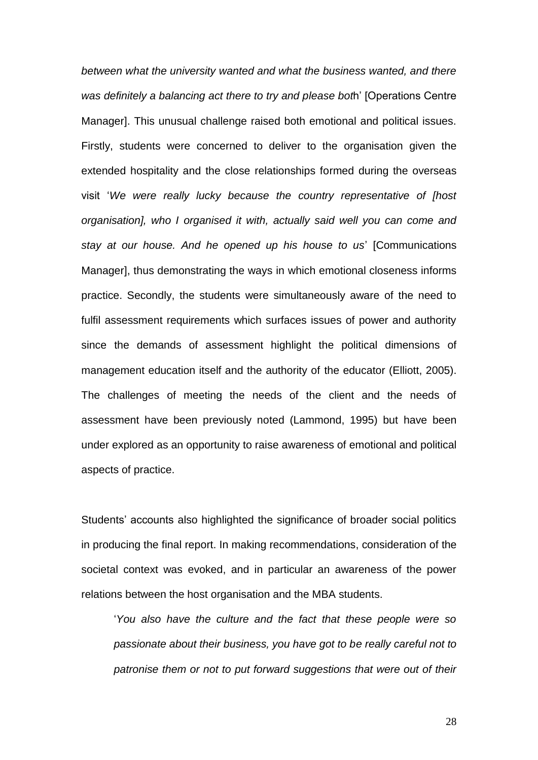*between what the university wanted and what the business wanted, and there was definitely a balancing act there to try and please both*' [Operations Centre Manager]. This unusual challenge raised both emotional and political issues. Firstly, students were concerned to deliver to the organisation given the extended hospitality and the close relationships formed during the overseas visit '*We were really lucky because the country representative of [host organisation], who I organised it with, actually said well you can come and stay at our house. And he opened up his house to us*' [Communications Manager], thus demonstrating the ways in which emotional closeness informs practice. Secondly, the students were simultaneously aware of the need to fulfil assessment requirements which surfaces issues of power and authority since the demands of assessment highlight the political dimensions of management education itself and the authority of the educator (Elliott, 2005). The challenges of meeting the needs of the client and the needs of assessment have been previously noted (Lammond, 1995) but have been under explored as an opportunity to raise awareness of emotional and political aspects of practice.

Students' accounts also highlighted the significance of broader social politics in producing the final report. In making recommendations, consideration of the societal context was evoked, and in particular an awareness of the power relations between the host organisation and the MBA students.

> '*You also have the culture and the fact that these people were so passionate about their business, you have got to be really careful not to patronise them or not to put forward suggestions that were out of their*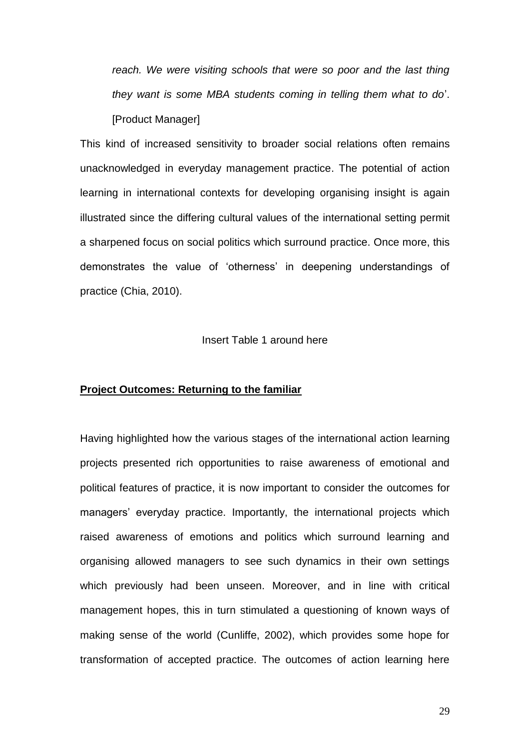> *reach. We were visiting schools that were so poor and the last thing they want is some MBA students coming in telling them what to do*'. [Product Manager]

This kind of increased sensitivity to broader social relations often remains unacknowledged in everyday management practice. The potential of action learning in international contexts for developing organising insight is again illustrated since the differing cultural values of the international setting permit a sharpened focus on social politics which surround practice. Once more, this demonstrates the value of 'otherness' in deepening understandings of practice (Chia, 2010).

Insert Table 1 around here

## **Project Outcomes: Returning to the familiar**

Having highlighted how the various stages of the international action learning projects presented rich opportunities to raise awareness of emotional and political features of practice, it is now important to consider the outcomes for managers' everyday practice. Importantly, the international projects which raised awareness of emotions and politics which surround learning and organising allowed managers to see such dynamics in their own settings which previously had been unseen. Moreover, and in line with critical management hopes, this in turn stimulated a questioning of known ways of making sense of the world (Cunliffe, 2002), which provides some hope for transformation of accepted practice. The outcomes of action learning here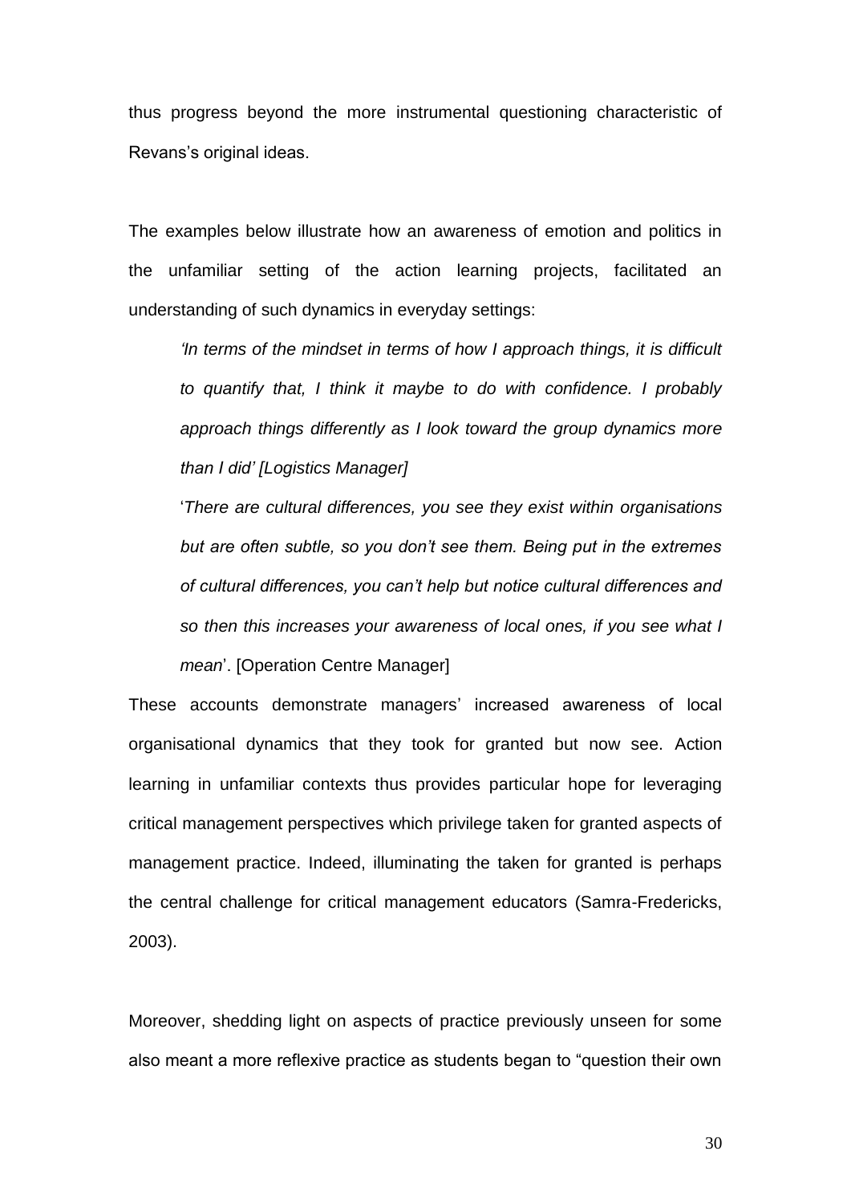thus progress beyond the more instrumental questioning characteristic of Revans's original ideas.

The examples below illustrate how an awareness of emotion and politics in the unfamiliar setting of the action learning projects, facilitated an understanding of such dynamics in everyday settings:

> *'In terms of the mindset in terms of how I approach things, it is difficult to quantify that, I think it maybe to do with confidence. I probably approach things differently as I look toward the group dynamics more than I did' [Logistics Manager]*
>
> '*There are cultural differences, you see they exist within organisations but are often subtle, so you don't see them. Being put in the extremes of cultural differences, you can't help but notice cultural differences and so then this increases your awareness of local ones, if you see what I mean*'. [Operation Centre Manager]

These accounts demonstrate managers' increased awareness of local organisational dynamics that they took for granted but now see. Action learning in unfamiliar contexts thus provides particular hope for leveraging critical management perspectives which privilege taken for granted aspects of management practice. Indeed, illuminating the taken for granted is perhaps the central challenge for critical management educators (Samra-Fredericks, 2003).

Moreover, shedding light on aspects of practice previously unseen for some also meant a more reflexive practice as students began to "question their own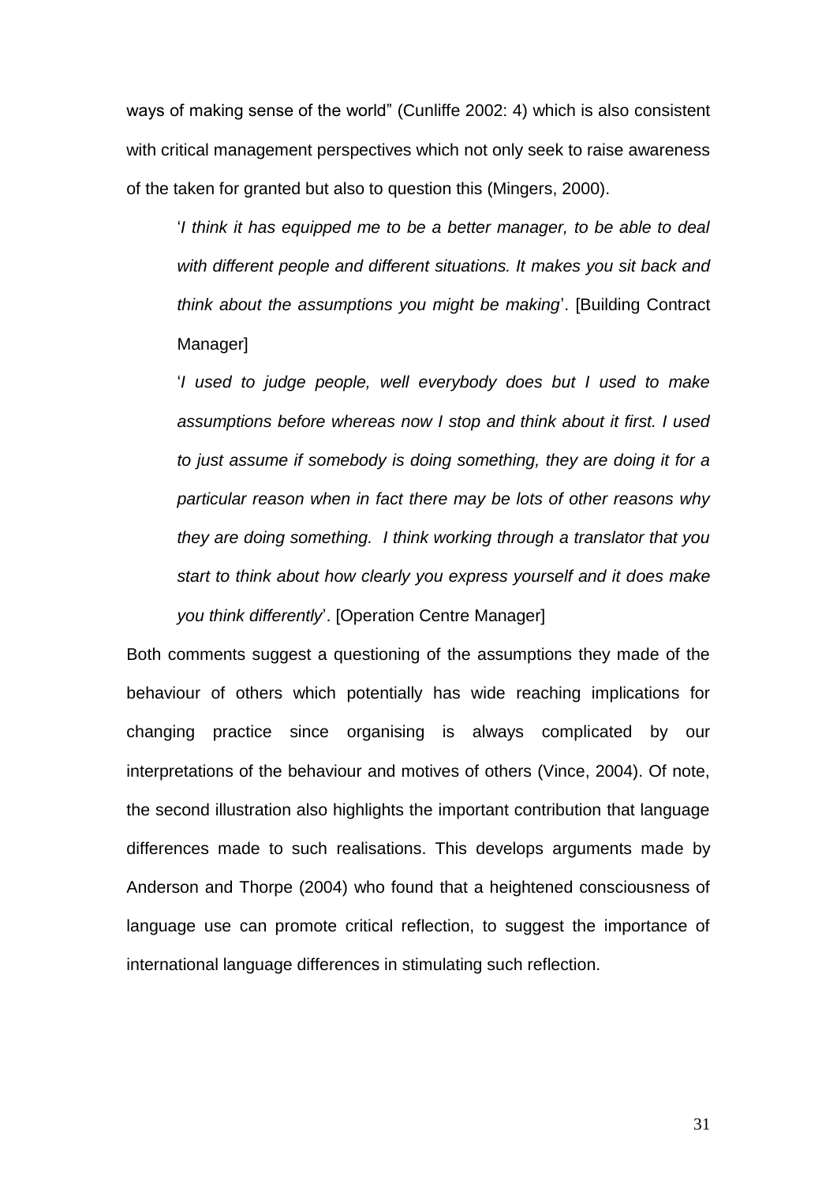ways of making sense of the world" (Cunliffe 2002: 4) which is also consistent with critical management perspectives which not only seek to raise awareness of the taken for granted but also to question this (Mingers, 2000).

> '*I think it has equipped me to be a better manager, to be able to deal with different people and different situations. It makes you sit back and think about the assumptions you might be making*'. [Building Contract Manager]
>
> '*I used to judge people, well everybody does but I used to make assumptions before whereas now I stop and think about it first. I used to just assume if somebody is doing something, they are doing it for a particular reason when in fact there may be lots of other reasons why they are doing something. I think working through a translator that you start to think about how clearly you express yourself and it does make you think differently*'. [Operation Centre Manager]

Both comments suggest a questioning of the assumptions they made of the behaviour of others which potentially has wide reaching implications for changing practice since organising is always complicated by our interpretations of the behaviour and motives of others (Vince, 2004). Of note, the second illustration also highlights the important contribution that language differences made to such realisations. This develops arguments made by Anderson and Thorpe (2004) who found that a heightened consciousness of language use can promote critical reflection, to suggest the importance of international language differences in stimulating such reflection.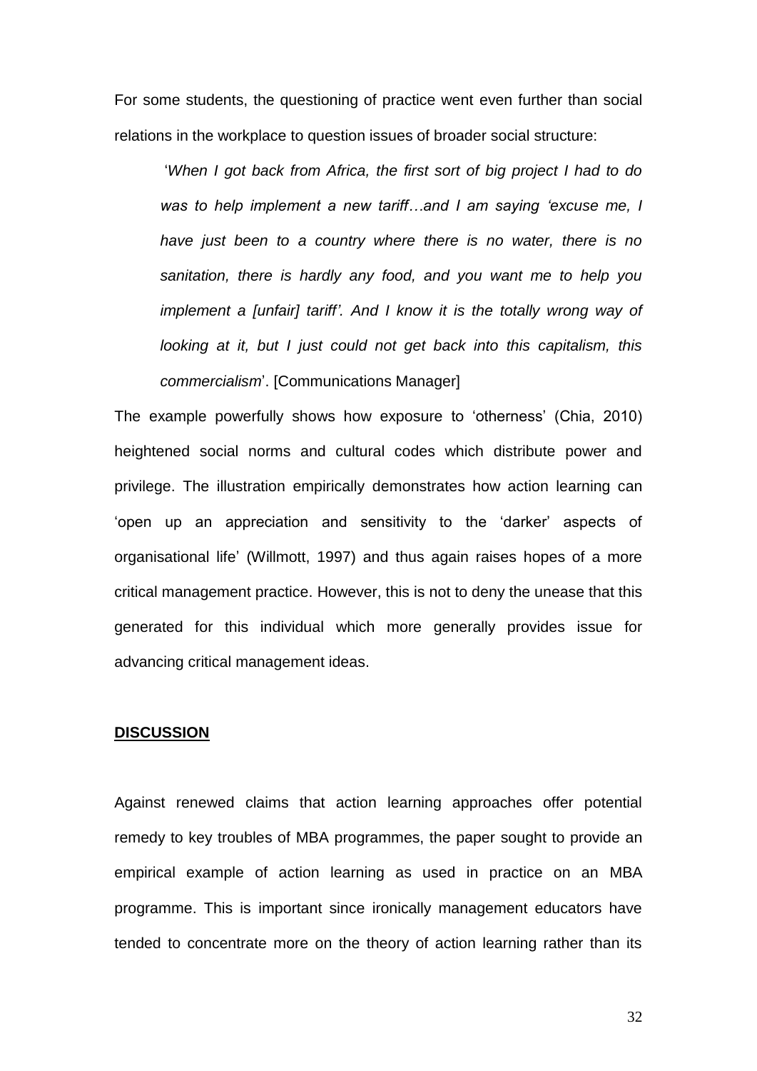For some students, the questioning of practice went even further than social relations in the workplace to question issues of broader social structure:

> '*When I got back from Africa, the first sort of big project I had to do was to help implement a new tariff…and I am saying 'excuse me, I have just been to a country where there is no water, there is no sanitation, there is hardly any food, and you want me to help you implement a [unfair] tariff'. And I know it is the totally wrong way of looking at it, but I just could not get back into this capitalism, this commercialism*'. [Communications Manager]

The example powerfully shows how exposure to 'otherness' (Chia, 2010) heightened social norms and cultural codes which distribute power and privilege. The illustration empirically demonstrates how action learning can 'open up an appreciation and sensitivity to the 'darker' aspects of organisational life' (Willmott, 1997) and thus again raises hopes of a more critical management practice. However, this is not to deny the unease that this generated for this individual which more generally provides issue for advancing critical management ideas.

## DISCUSSION

Against renewed claims that action learning approaches offer potential remedy to key troubles of MBA programmes, the paper sought to provide an empirical example of action learning as used in practice on an MBA programme. This is important since ironically management educators have tended to concentrate more on the theory of action learning rather than its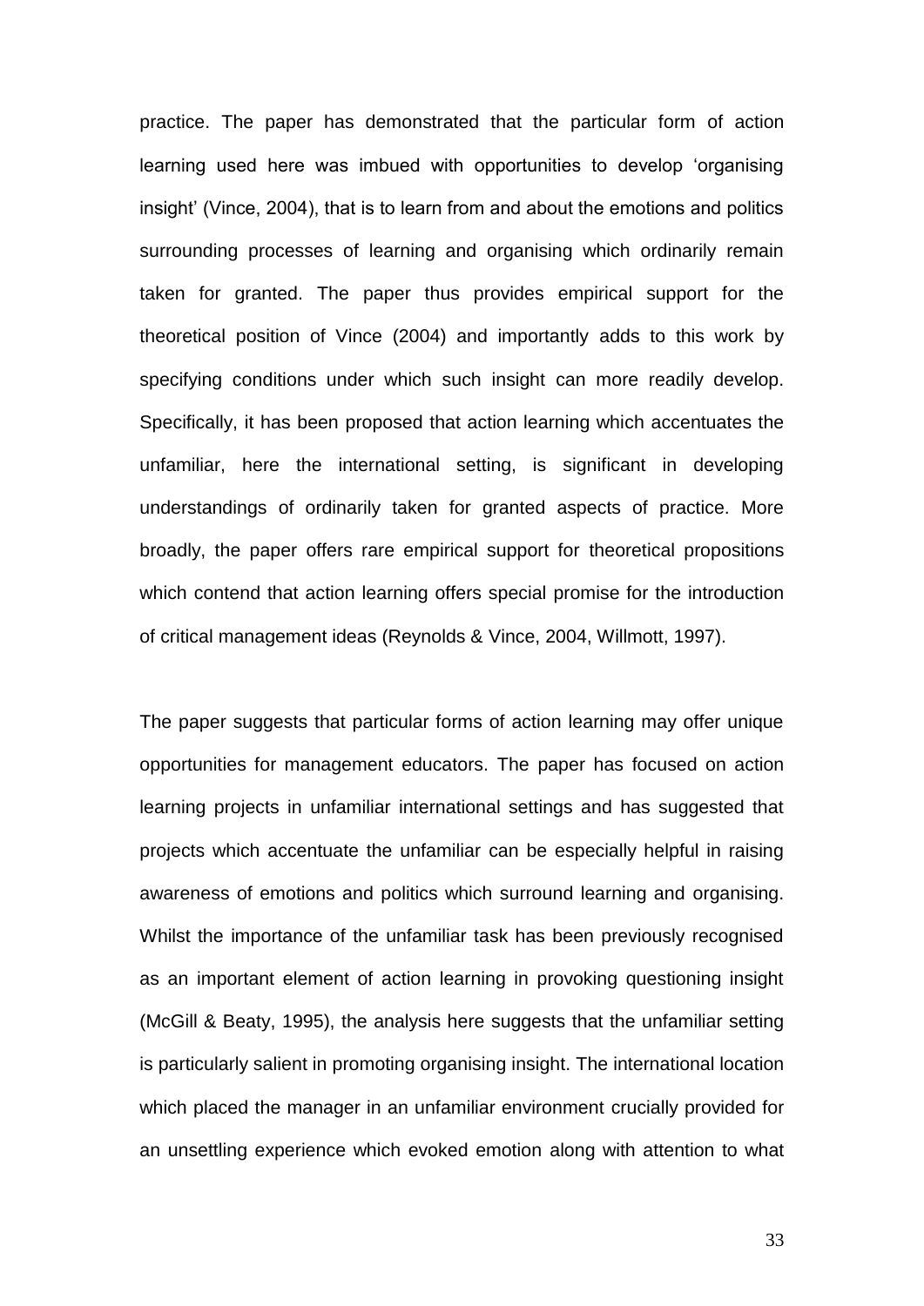practice. The paper has demonstrated that the particular form of action learning used here was imbued with opportunities to develop 'organising insight' (Vince, 2004), that is to learn from and about the emotions and politics surrounding processes of learning and organising which ordinarily remain taken for granted. The paper thus provides empirical support for the theoretical position of Vince (2004) and importantly adds to this work by specifying conditions under which such insight can more readily develop. Specifically, it has been proposed that action learning which accentuates the unfamiliar, here the international setting, is significant in developing understandings of ordinarily taken for granted aspects of practice. More broadly, the paper offers rare empirical support for theoretical propositions which contend that action learning offers special promise for the introduction of critical management ideas (Reynolds & Vince, 2004, Willmott, 1997).

The paper suggests that particular forms of action learning may offer unique opportunities for management educators. The paper has focused on action learning projects in unfamiliar international settings and has suggested that projects which accentuate the unfamiliar can be especially helpful in raising awareness of emotions and politics which surround learning and organising. Whilst the importance of the unfamiliar task has been previously recognised as an important element of action learning in provoking questioning insight (McGill & Beaty, 1995), the analysis here suggests that the unfamiliar setting is particularly salient in promoting organising insight. The international location which placed the manager in an unfamiliar environment crucially provided for an unsettling experience which evoked emotion along with attention to what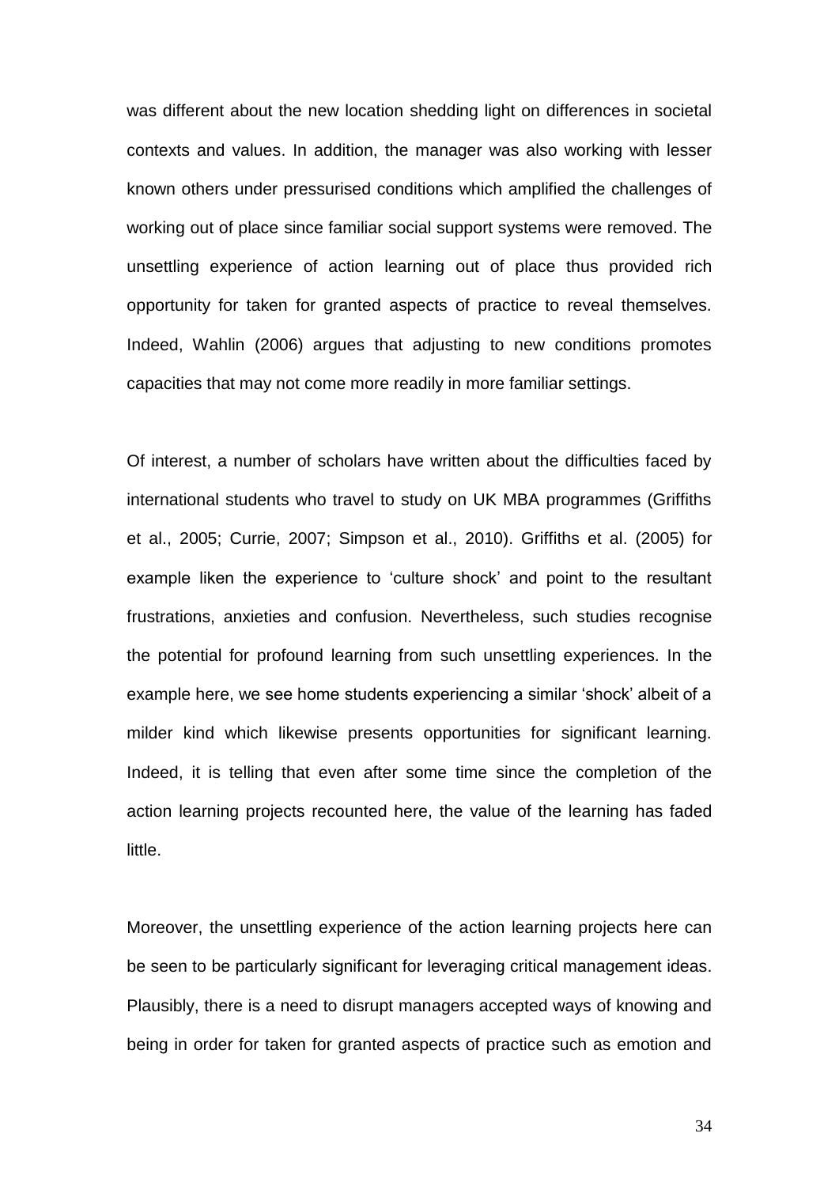was different about the new location shedding light on differences in societal contexts and values. In addition, the manager was also working with lesser known others under pressurised conditions which amplified the challenges of working out of place since familiar social support systems were removed. The unsettling experience of action learning out of place thus provided rich opportunity for taken for granted aspects of practice to reveal themselves. Indeed, Wahlin (2006) argues that adjusting to new conditions promotes capacities that may not come more readily in more familiar settings.

Of interest, a number of scholars have written about the difficulties faced by international students who travel to study on UK MBA programmes (Griffiths et al., 2005; Currie, 2007; Simpson et al., 2010). Griffiths et al. (2005) for example liken the experience to 'culture shock' and point to the resultant frustrations, anxieties and confusion. Nevertheless, such studies recognise the potential for profound learning from such unsettling experiences. In the example here, we see home students experiencing a similar 'shock' albeit of a milder kind which likewise presents opportunities for significant learning. Indeed, it is telling that even after some time since the completion of the action learning projects recounted here, the value of the learning has faded little.

Moreover, the unsettling experience of the action learning projects here can be seen to be particularly significant for leveraging critical management ideas. Plausibly, there is a need to disrupt managers accepted ways of knowing and being in order for taken for granted aspects of practice such as emotion and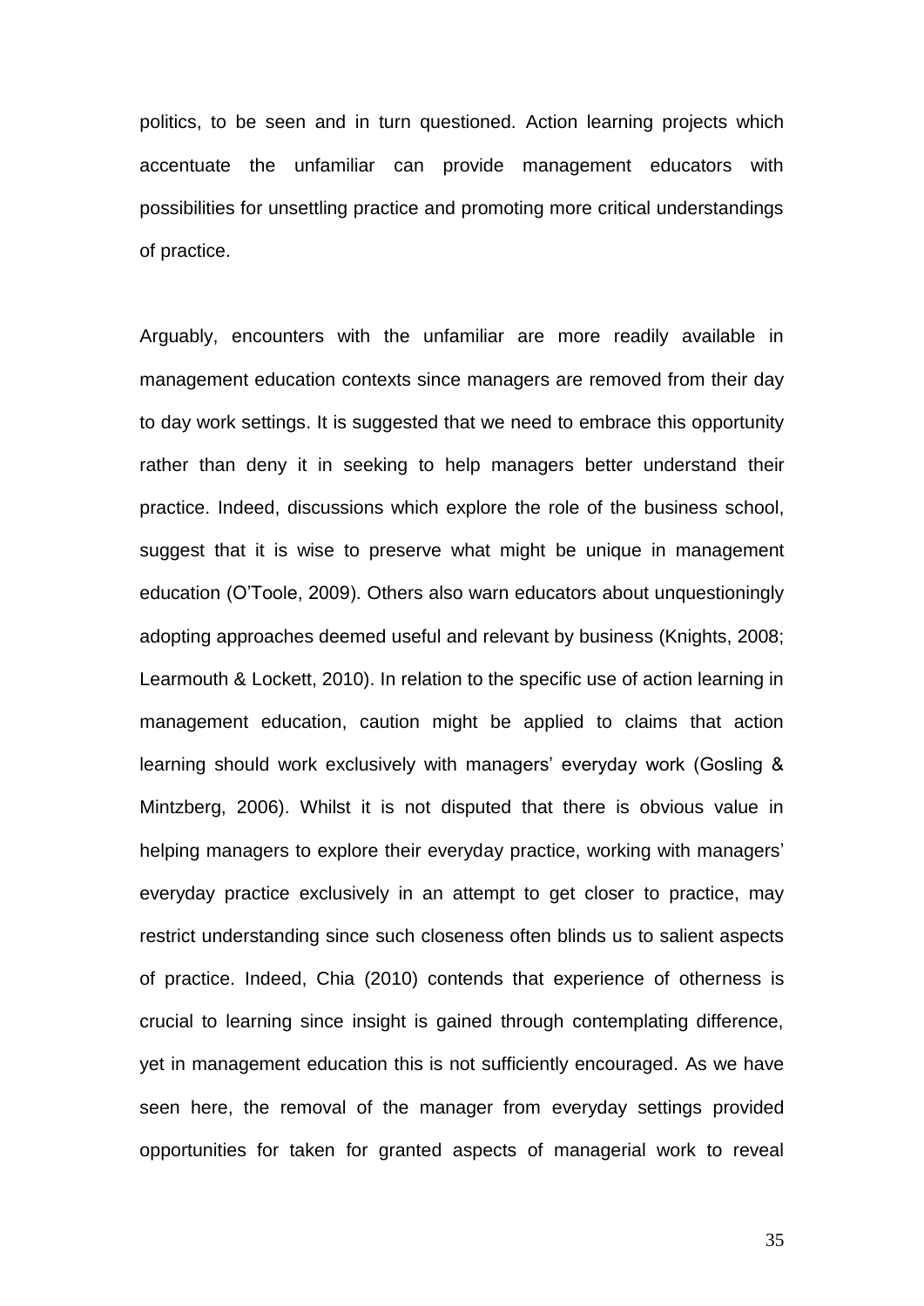politics, to be seen and in turn questioned. Action learning projects which accentuate the unfamiliar can provide management educators with possibilities for unsettling practice and promoting more critical understandings of practice.

Arguably, encounters with the unfamiliar are more readily available in management education contexts since managers are removed from their day to day work settings. It is suggested that we need to embrace this opportunity rather than deny it in seeking to help managers better understand their practice. Indeed, discussions which explore the role of the business school, suggest that it is wise to preserve what might be unique in management education (O'Toole, 2009). Others also warn educators about unquestioningly adopting approaches deemed useful and relevant by business (Knights, 2008; Learmouth & Lockett, 2010). In relation to the specific use of action learning in management education, caution might be applied to claims that action learning should work exclusively with managers' everyday work (Gosling & Mintzberg, 2006). Whilst it is not disputed that there is obvious value in helping managers to explore their everyday practice, working with managers' everyday practice exclusively in an attempt to get closer to practice, may restrict understanding since such closeness often blinds us to salient aspects of practice. Indeed, Chia (2010) contends that experience of otherness is crucial to learning since insight is gained through contemplating difference, yet in management education this is not sufficiently encouraged. As we have seen here, the removal of the manager from everyday settings provided opportunities for taken for granted aspects of managerial work to reveal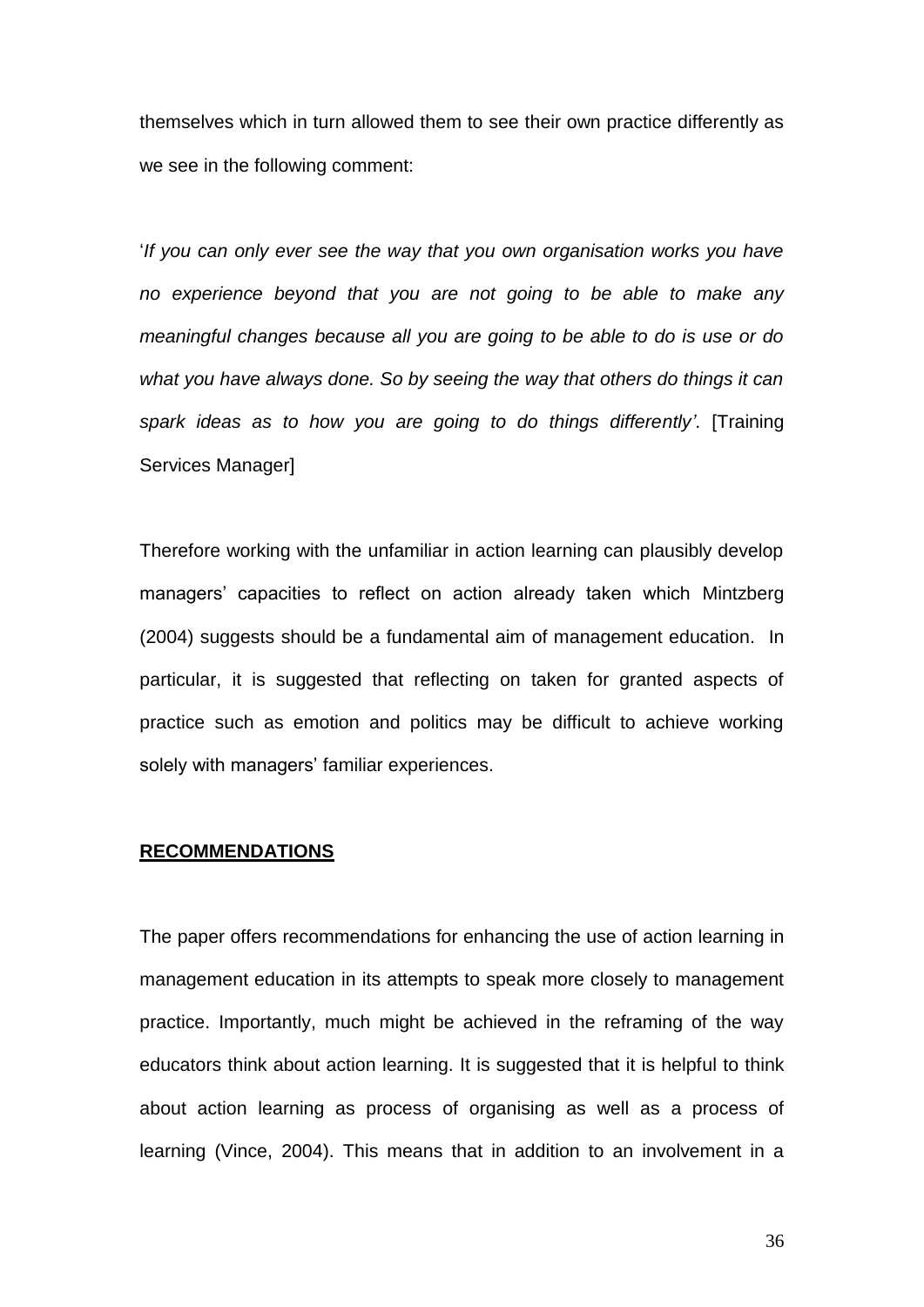themselves which in turn allowed them to see their own practice differently as we see in the following comment:

'*If you can only ever see the way that you own organisation works you have no experience beyond that you are not going to be able to make any meaningful changes because all you are going to be able to do is use or do what you have always done. So by seeing the way that others do things it can spark ideas as to how you are going to do things differently'*. [Training Services Manager]

Therefore working with the unfamiliar in action learning can plausibly develop managers' capacities to reflect on action already taken which Mintzberg (2004) suggests should be a fundamental aim of management education. In particular, it is suggested that reflecting on taken for granted aspects of practice such as emotion and politics may be difficult to achieve working solely with managers' familiar experiences.

## RECOMMENDATIONS

The paper offers recommendations for enhancing the use of action learning in management education in its attempts to speak more closely to management practice. Importantly, much might be achieved in the reframing of the way educators think about action learning. It is suggested that it is helpful to think about action learning as process of organising as well as a process of learning (Vince, 2004). This means that in addition to an involvement in a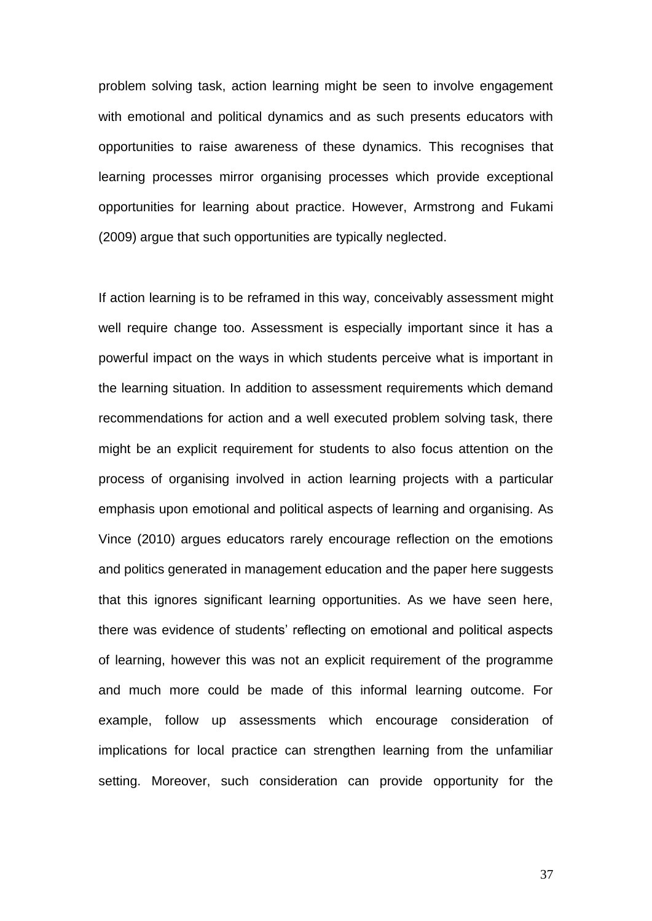problem solving task, action learning might be seen to involve engagement with emotional and political dynamics and as such presents educators with opportunities to raise awareness of these dynamics. This recognises that learning processes mirror organising processes which provide exceptional opportunities for learning about practice. However, Armstrong and Fukami (2009) argue that such opportunities are typically neglected.

If action learning is to be reframed in this way, conceivably assessment might well require change too. Assessment is especially important since it has a powerful impact on the ways in which students perceive what is important in the learning situation. In addition to assessment requirements which demand recommendations for action and a well executed problem solving task, there might be an explicit requirement for students to also focus attention on the process of organising involved in action learning projects with a particular emphasis upon emotional and political aspects of learning and organising. As Vince (2010) argues educators rarely encourage reflection on the emotions and politics generated in management education and the paper here suggests that this ignores significant learning opportunities. As we have seen here, there was evidence of students' reflecting on emotional and political aspects of learning, however this was not an explicit requirement of the programme and much more could be made of this informal learning outcome. For example, follow up assessments which encourage consideration of implications for local practice can strengthen learning from the unfamiliar setting. Moreover, such consideration can provide opportunity for the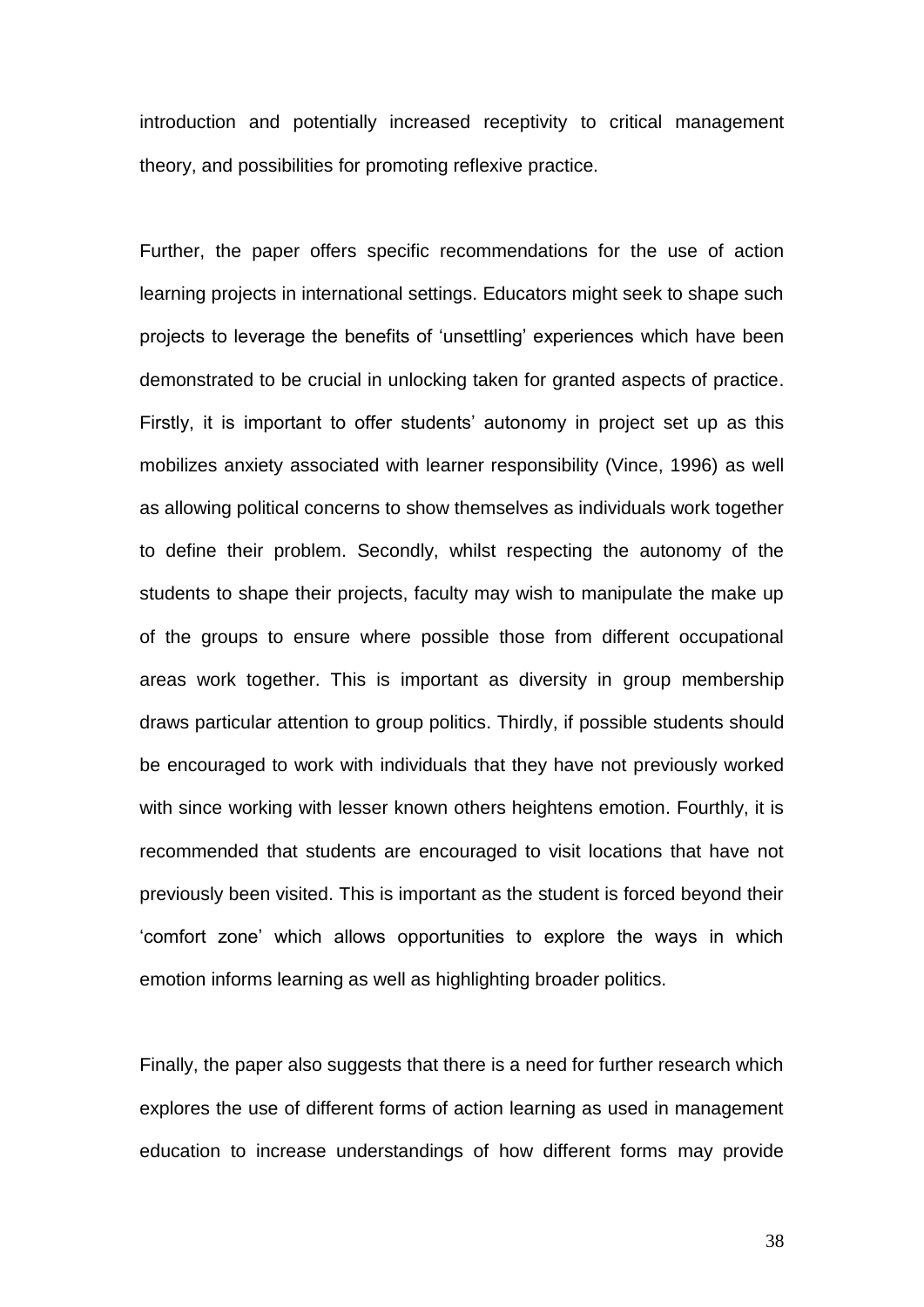introduction and potentially increased receptivity to critical management theory, and possibilities for promoting reflexive practice.

Further, the paper offers specific recommendations for the use of action learning projects in international settings. Educators might seek to shape such projects to leverage the benefits of 'unsettling' experiences which have been demonstrated to be crucial in unlocking taken for granted aspects of practice. Firstly, it is important to offer students' autonomy in project set up as this mobilizes anxiety associated with learner responsibility (Vince, 1996) as well as allowing political concerns to show themselves as individuals work together to define their problem. Secondly, whilst respecting the autonomy of the students to shape their projects, faculty may wish to manipulate the make up of the groups to ensure where possible those from different occupational areas work together. This is important as diversity in group membership draws particular attention to group politics. Thirdly, if possible students should be encouraged to work with individuals that they have not previously worked with since working with lesser known others heightens emotion. Fourthly, it is recommended that students are encouraged to visit locations that have not previously been visited. This is important as the student is forced beyond their 'comfort zone' which allows opportunities to explore the ways in which emotion informs learning as well as highlighting broader politics.

Finally, the paper also suggests that there is a need for further research which explores the use of different forms of action learning as used in management education to increase understandings of how different forms may provide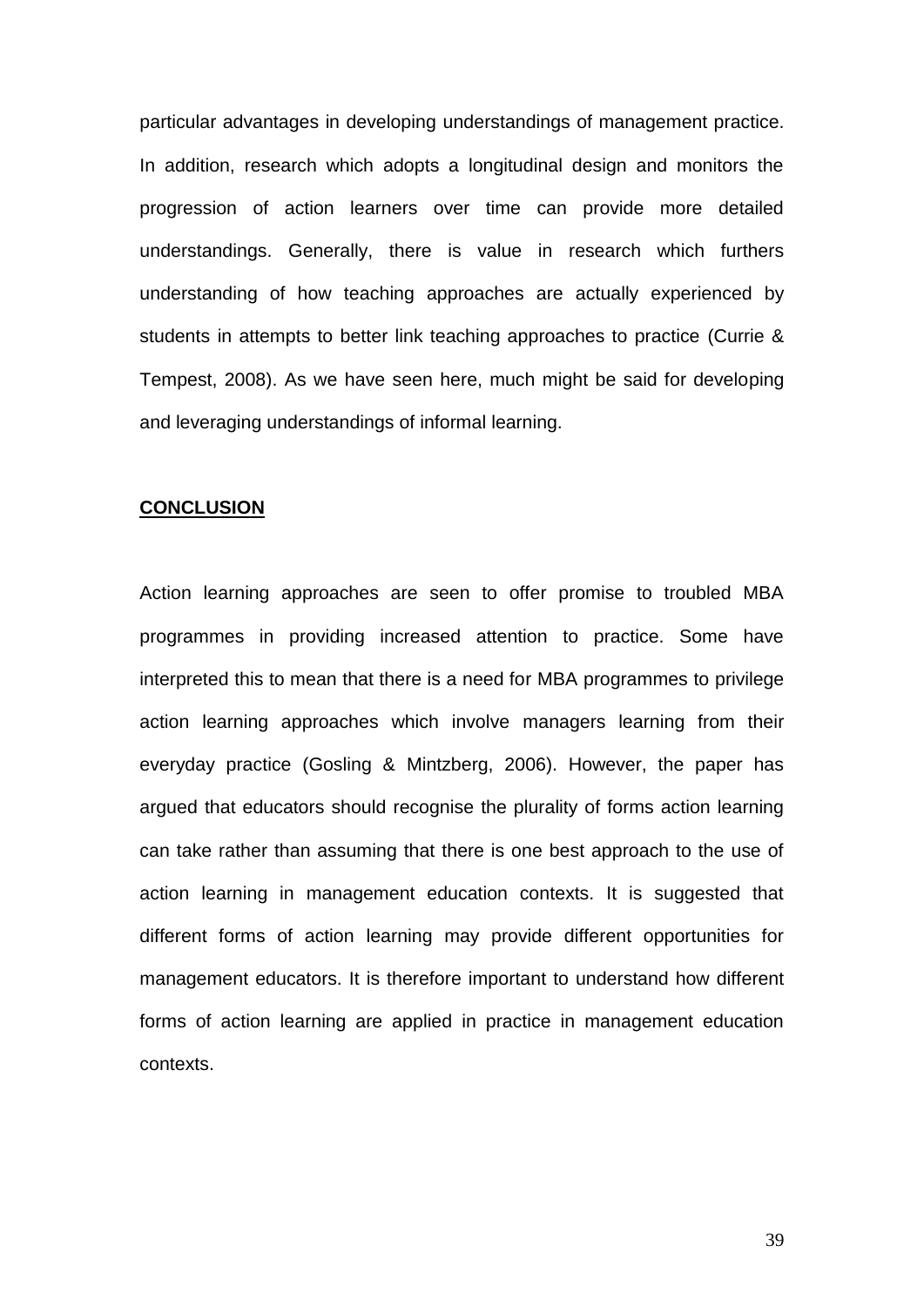particular advantages in developing understandings of management practice. In addition, research which adopts a longitudinal design and monitors the progression of action learners over time can provide more detailed understandings. Generally, there is value in research which furthers understanding of how teaching approaches are actually experienced by students in attempts to better link teaching approaches to practice (Currie & Tempest, 2008). As we have seen here, much might be said for developing and leveraging understandings of informal learning.

## CONCLUSION

Action learning approaches are seen to offer promise to troubled MBA programmes in providing increased attention to practice. Some have interpreted this to mean that there is a need for MBA programmes to privilege action learning approaches which involve managers learning from their everyday practice (Gosling & Mintzberg, 2006). However, the paper has argued that educators should recognise the plurality of forms action learning can take rather than assuming that there is one best approach to the use of action learning in management education contexts. It is suggested that different forms of action learning may provide different opportunities for management educators. It is therefore important to understand how different forms of action learning are applied in practice in management education contexts.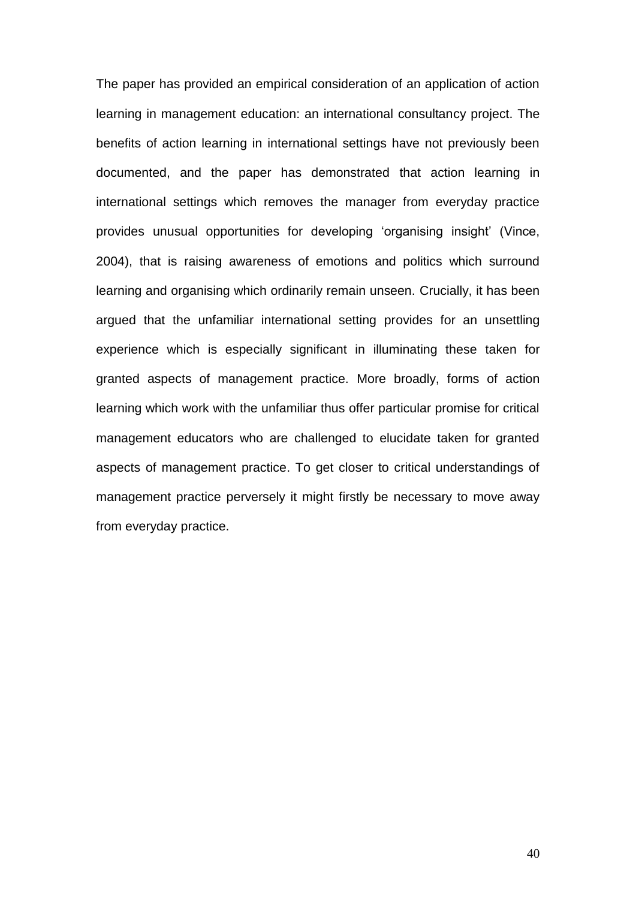The paper has provided an empirical consideration of an application of action learning in management education: an international consultancy project. The benefits of action learning in international settings have not previously been documented, and the paper has demonstrated that action learning in international settings which removes the manager from everyday practice provides unusual opportunities for developing 'organising insight' (Vince, 2004), that is raising awareness of emotions and politics which surround learning and organising which ordinarily remain unseen. Crucially, it has been argued that the unfamiliar international setting provides for an unsettling experience which is especially significant in illuminating these taken for granted aspects of management practice. More broadly, forms of action learning which work with the unfamiliar thus offer particular promise for critical management educators who are challenged to elucidate taken for granted aspects of management practice. To get closer to critical understandings of management practice perversely it might firstly be necessary to move away from everyday practice.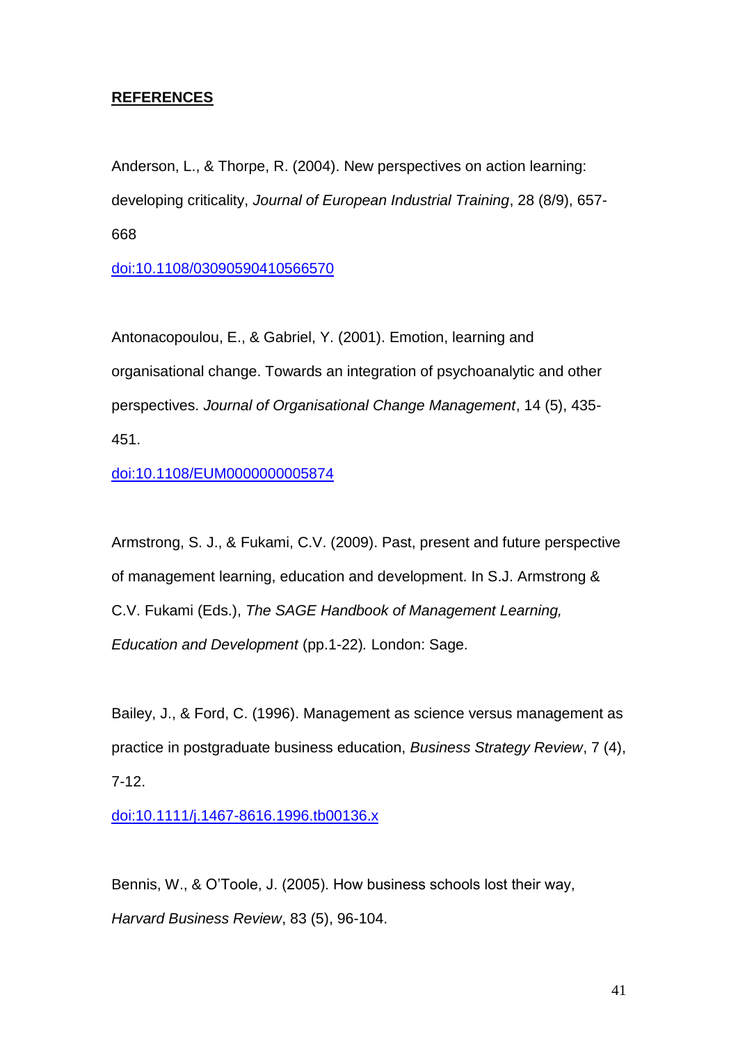**REFERENCES**

Anderson, L., & Thorpe, R. (2004). New perspectives on action learning: developing criticality, *Journal of European Industrial Training*, 28 (8/9), 657-668

[doi:10.1108/03090590410566570](https://doi.org/10.1108/03090590410566570)

Antonacopoulou, E., & Gabriel, Y. (2001). Emotion, learning and organisational change. Towards an integration of psychoanalytic and other perspectives. *Journal of Organisational Change Management*, 14 (5), 435-451.

[doi:10.1108/EUM0000000005874](https://doi.org/10.1108/EUM0000000005874)

Armstrong, S. J., & Fukami, C.V. (2009). Past, present and future perspective of management learning, education and development. In S.J. Armstrong & C.V. Fukami (Eds.), *The SAGE Handbook of Management Learning, Education and Development* (pp.1-22)*.* London: Sage.

Bailey, J., & Ford, C. (1996). Management as science versus management as practice in postgraduate business education, *Business Strategy Review*, 7 (4), 7-12.

[doi:10.1111/j.1467-8616.1996.tb00136.x](https://doi.org/10.1111/j.1467-8616.1996.tb00136.x)

Bennis, W., & O'Toole, J. (2005). How business schools lost their way, *Harvard Business Review*, 83 (5), 96-104.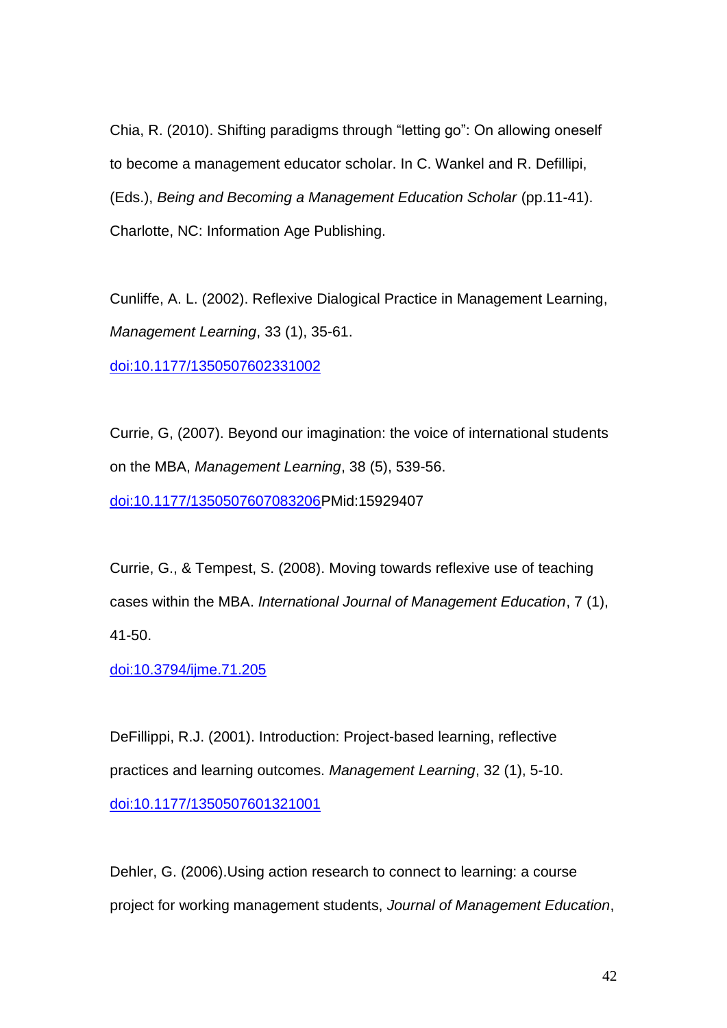Chia, R. (2010). Shifting paradigms through “letting go”: On allowing oneself to become a management educator scholar. In C. Wankel and R. Defillipi, (Eds.), *Being and Becoming a Management Education Scholar* (pp.11-41). Charlotte, NC: Information Age Publishing.

Cunliffe, A. L. (2002). Reflexive Dialogical Practice in Management Learning, *Management Learning*, 33 (1), 35-61.
doi:10.1177/1350507602331002

Currie, G, (2007). Beyond our imagination: the voice of international students on the MBA, *Management Learning*, 38 (5), 539-56.
doi:10.1177/1350507607083206PMid:15929407

Currie, G., & Tempest, S. (2008). Moving towards reflexive use of teaching cases within the MBA. *International Journal of Management Education*, 7 (1), 41-50.
doi:10.3794/ijme.71.205

DeFillippi, R.J. (2001). Introduction: Project-based learning, reflective practices and learning outcomes. *Management Learning*, 32 (1), 5-10.
doi:10.1177/1350507601321001

Dehler, G. (2006).Using action research to connect to learning: a course project for working management students, *Journal of Management Education*,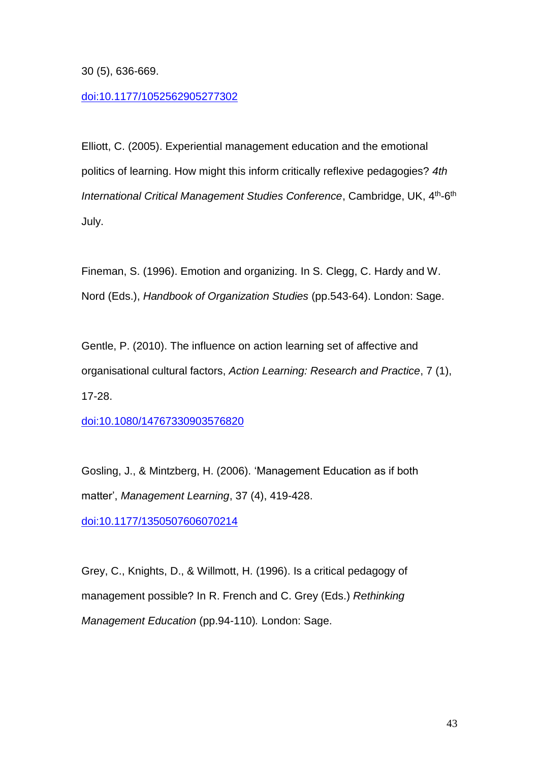30 (5), 636-669.
doi:10.1177/1052562905277302

Elliott, C. (2005). Experiential management education and the emotional politics of learning. How might this inform critically reflexive pedagogies? *4th International Critical Management Studies Conference*, Cambridge, UK, 4th-6th July.

Fineman, S. (1996). Emotion and organizing. In S. Clegg, C. Hardy and W. Nord (Eds.), *Handbook of Organization Studies* (pp.543-64). London: Sage.

Gentle, P. (2010). The influence on action learning set of affective and organisational cultural factors, *Action Learning: Research and Practice*, 7 (1), 17-28.
doi:10.1080/14767330903576820

Gosling, J., & Mintzberg, H. (2006). 'Management Education as if both matter', *Management Learning*, 37 (4), 419-428.
doi:10.1177/1350507606070214

Grey, C., Knights, D., & Willmott, H. (1996). Is a critical pedagogy of management possible? In R. French and C. Grey (Eds.) *Rethinking Management Education* (pp.94-110)*.* London: Sage.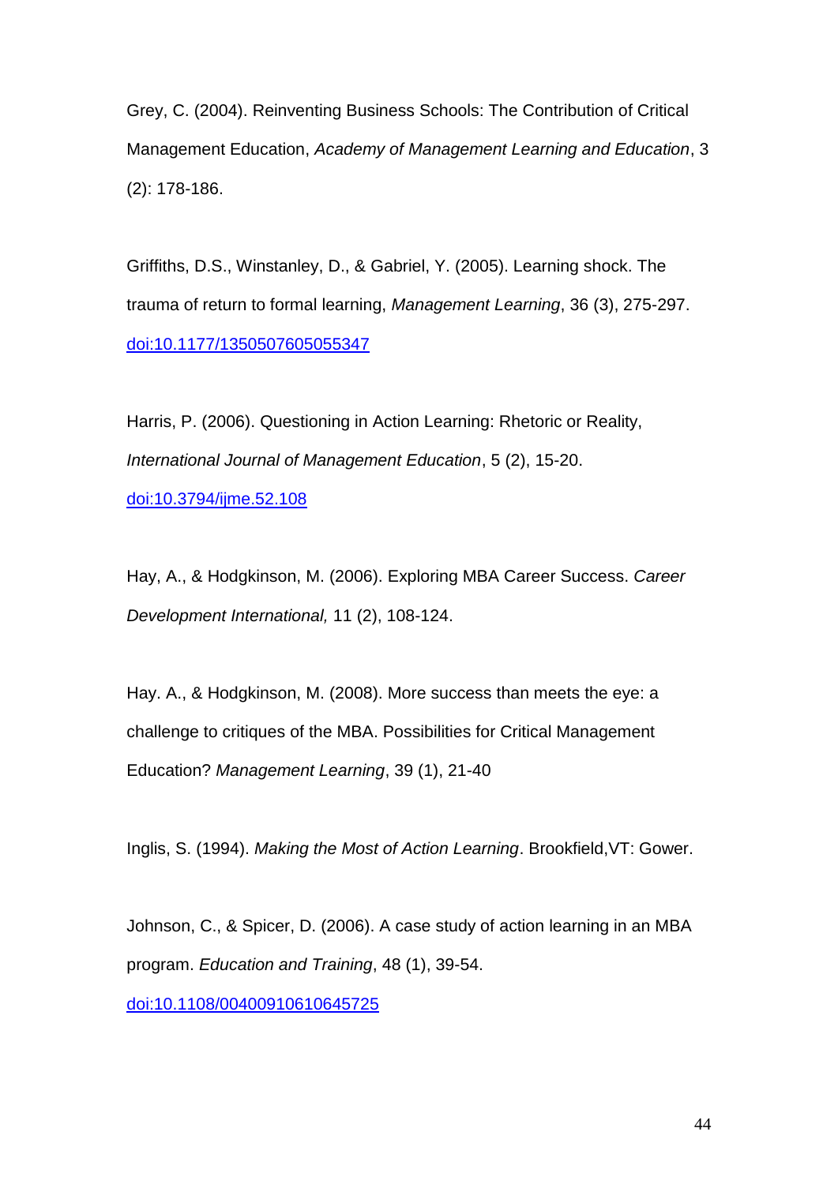Grey, C. (2004). Reinventing Business Schools: The Contribution of Critical Management Education, *Academy of Management Learning and Education*, 3 (2): 178-186.

Griffiths, D.S., Winstanley, D., & Gabriel, Y. (2005). Learning shock. The trauma of return to formal learning, *Management Learning*, 36 (3), 275-297. [doi:10.1177/1350507605055347](https://doi.org/10.1177/1350507605055347)

Harris, P. (2006). Questioning in Action Learning: Rhetoric or Reality, *International Journal of Management Education*, 5 (2), 15-20. [doi:10.3794/ijme.52.108](https://doi.org/10.3794/ijme.52.108)

Hay, A., & Hodgkinson, M. (2006). Exploring MBA Career Success. *Career Development International,* 11 (2), 108-124.

Hay. A., & Hodgkinson, M. (2008). More success than meets the eye: a challenge to critiques of the MBA. Possibilities for Critical Management Education? *Management Learning*, 39 (1), 21-40

Inglis, S. (1994). *Making the Most of Action Learning*. Brookfield,VT: Gower.

Johnson, C., & Spicer, D. (2006). A case study of action learning in an MBA program. *Education and Training*, 48 (1), 39-54. [doi:10.1108/00400910610645725](https://doi.org/10.1108/00400910610645725)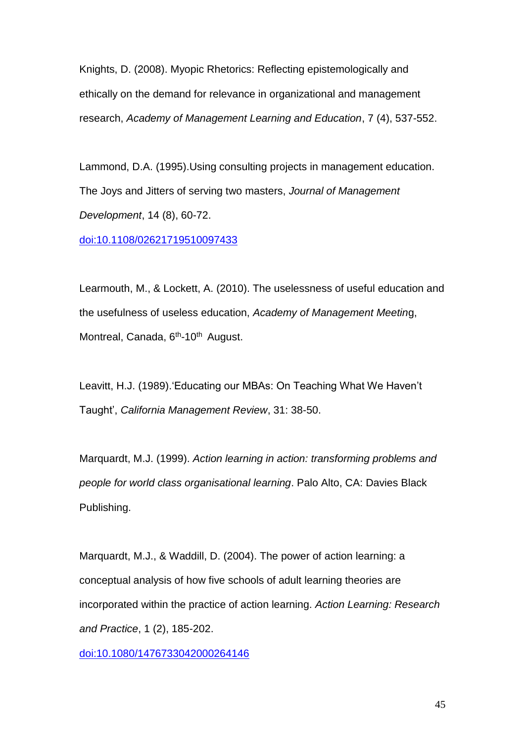Knights, D. (2008). Myopic Rhetorics: Reflecting epistemologically and ethically on the demand for relevance in organizational and management research, *Academy of Management Learning and Education*, 7 (4), 537-552.

Lammond, D.A. (1995).Using consulting projects in management education. The Joys and Jitters of serving two masters, *Journal of Management Development*, 14 (8), 60-72.
doi:10.1108/02621719510097433

Learmouth, M., & Lockett, A. (2010). The uselessness of useful education and the usefulness of useless education, *Academy of Management Meetin*g, Montreal, Canada, 6th-10th August.

Leavitt, H.J. (1989).'Educating our MBAs: On Teaching What We Haven't Taught', *California Management Review*, 31: 38-50.

Marquardt, M.J. (1999). *Action learning in action: transforming problems and people for world class organisational learning*. Palo Alto, CA: Davies Black Publishing.

Marquardt, M.J., & Waddill, D. (2004). The power of action learning: a conceptual analysis of how five schools of adult learning theories are incorporated within the practice of action learning. *Action Learning: Research and Practice*, 1 (2), 185-202.
doi:10.1080/1476733042000264146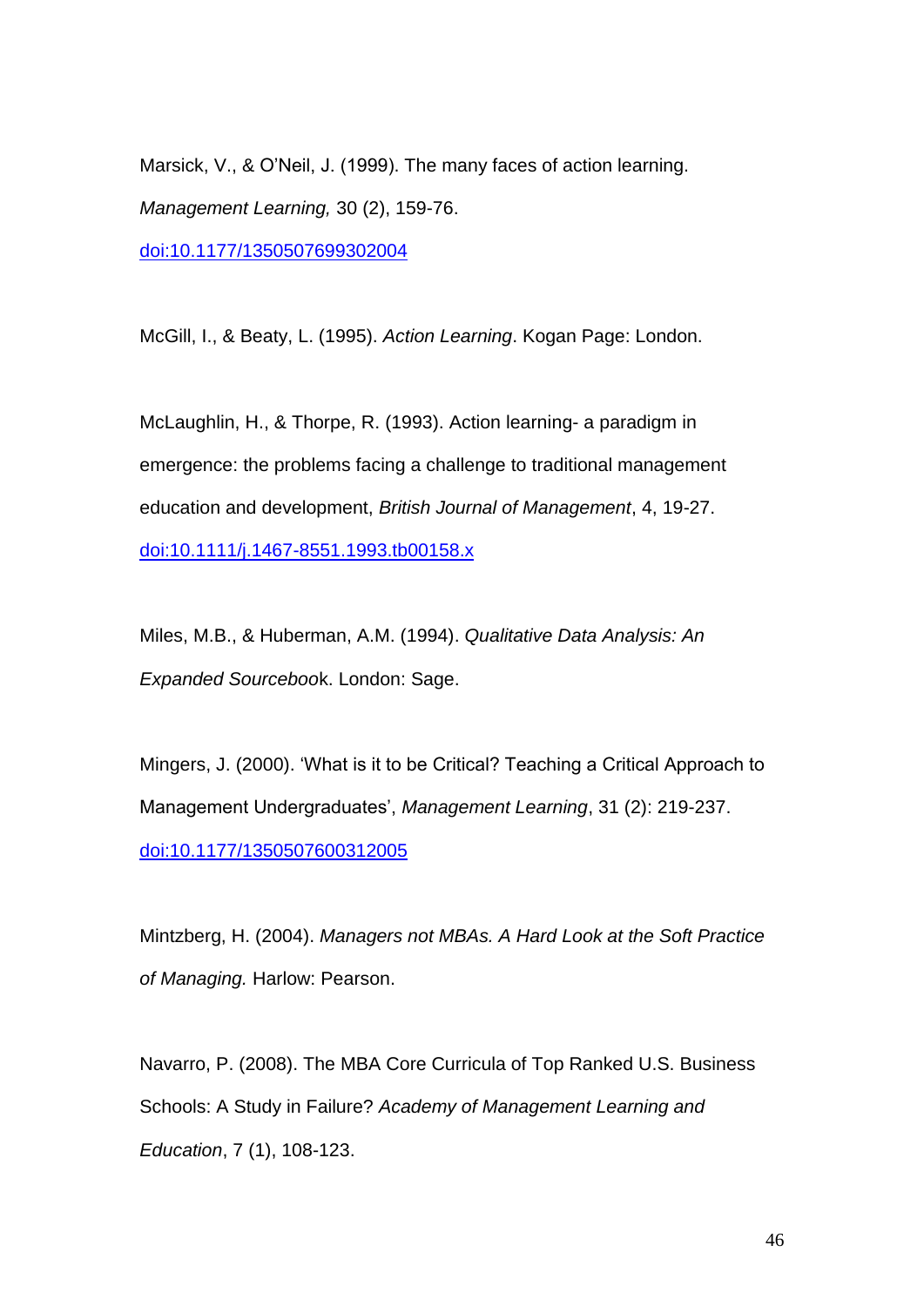Marsick, V., & O'Neil, J. (1999). The many faces of action learning. *Management Learning,* 30 (2), 159-76. doi:10.1177/1350507699302004

McGill, I., & Beaty, L. (1995). *Action Learning*. Kogan Page: London.

McLaughlin, H., & Thorpe, R. (1993). Action learning- a paradigm in emergence: the problems facing a challenge to traditional management education and development, *British Journal of Management*, 4, 19-27. doi:10.1111/j.1467-8551.1993.tb00158.x

Miles, M.B., & Huberman, A.M. (1994). *Qualitative Data Analysis: An Expanded Sourcebook*. London: Sage.

Mingers, J. (2000). 'What is it to be Critical? Teaching a Critical Approach to Management Undergraduates', *Management Learning*, 31 (2): 219-237. doi:10.1177/1350507600312005

Mintzberg, H. (2004). *Managers not MBAs. A Hard Look at the Soft Practice of Managing.* Harlow: Pearson.

Navarro, P. (2008). The MBA Core Curricula of Top Ranked U.S. Business Schools: A Study in Failure? *Academy of Management Learning and Education*, 7 (1), 108-123.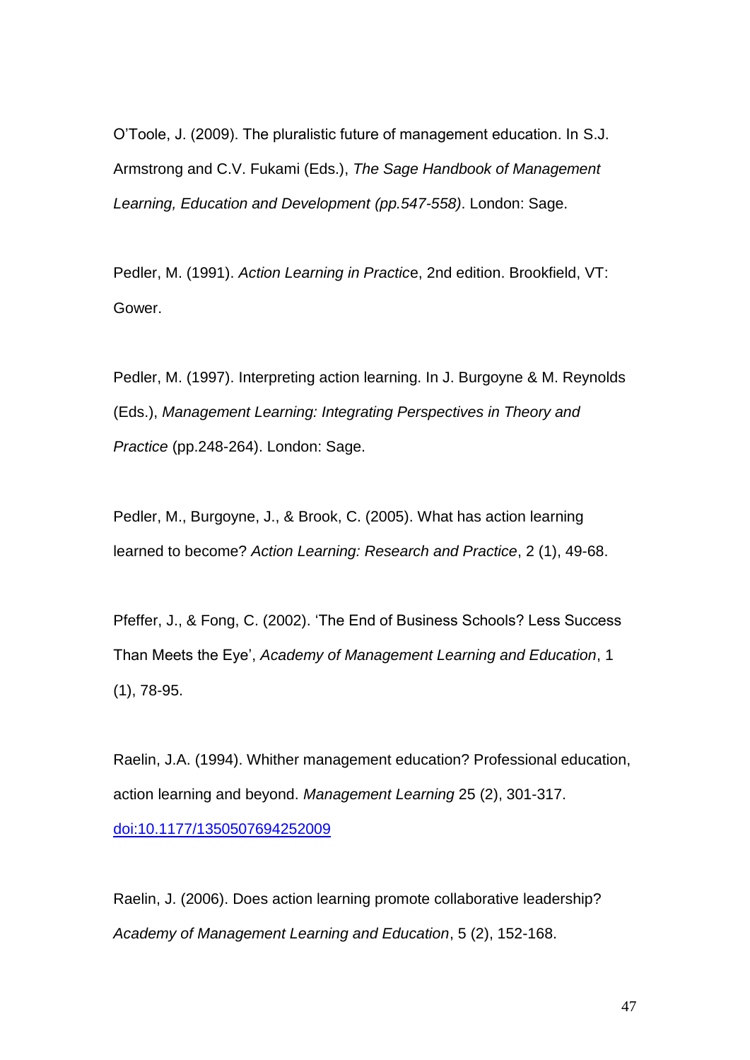O'Toole, J. (2009). The pluralistic future of management education. In S.J. Armstrong and C.V. Fukami (Eds.), *The Sage Handbook of Management Learning, Education and Development (pp.547-558)*. London: Sage.

Pedler, M. (1991). *Action Learning in Practic*e, 2nd edition. Brookfield, VT: Gower.

Pedler, M. (1997). Interpreting action learning. In J. Burgoyne & M. Reynolds (Eds.), *Management Learning: Integrating Perspectives in Theory and Practice* (pp.248-264). London: Sage.

Pedler, M., Burgoyne, J., & Brook, C. (2005). What has action learning learned to become? *Action Learning: Research and Practice*, 2 (1), 49-68.

Pfeffer, J., & Fong, C. (2002). 'The End of Business Schools? Less Success Than Meets the Eye', *Academy of Management Learning and Education*, 1 (1), 78-95.

Raelin, J.A. (1994). Whither management education? Professional education, action learning and beyond. *Management Learning* 25 (2), 301-317. doi:10.1177/1350507694252009

Raelin, J. (2006). Does action learning promote collaborative leadership? *Academy of Management Learning and Education*, 5 (2), 152-168.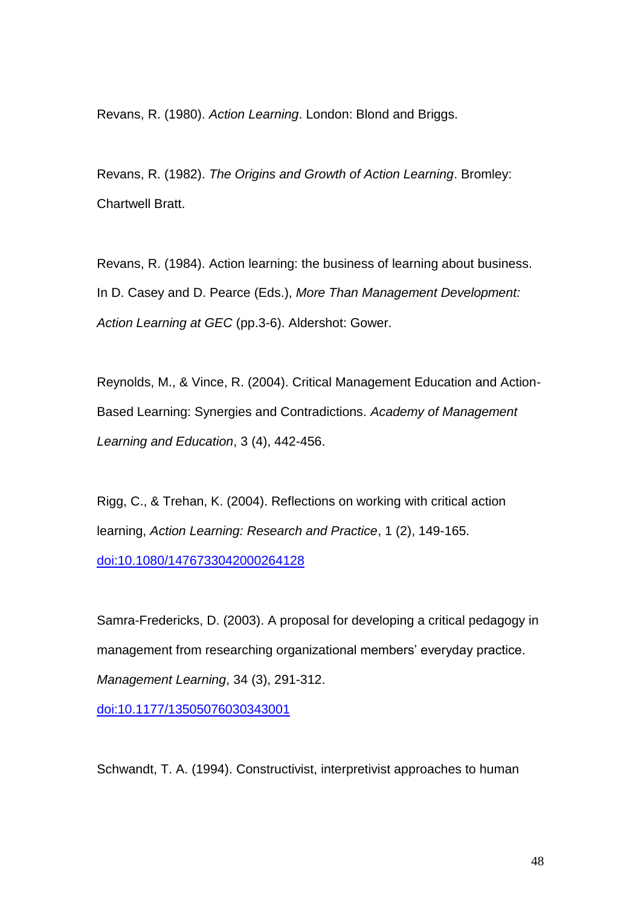Revans, R. (1980). *Action Learning*. London: Blond and Briggs.

Revans, R. (1982). *The Origins and Growth of Action Learning*. Bromley: Chartwell Bratt.

Revans, R. (1984). Action learning: the business of learning about business. In D. Casey and D. Pearce (Eds.), *More Than Management Development: Action Learning at GEC* (pp.3-6). Aldershot: Gower.

Reynolds, M., & Vince, R. (2004). Critical Management Education and Action-Based Learning: Synergies and Contradictions. *Academy of Management Learning and Education*, 3 (4), 442-456.

Rigg, C., & Trehan, K. (2004). Reflections on working with critical action learning, *Action Learning: Research and Practice*, 1 (2), 149-165. [doi:10.1080/1476733042000264128](https://doi.org/10.1080/1476733042000264128)

Samra-Fredericks, D. (2003). A proposal for developing a critical pedagogy in management from researching organizational members' everyday practice. *Management Learning*, 34 (3), 291-312. [doi:10.1177/13505076030343001](https://doi.org/10.1177/13505076030343001)

Schwandt, T. A. (1994). Constructivist, interpretivist approaches to human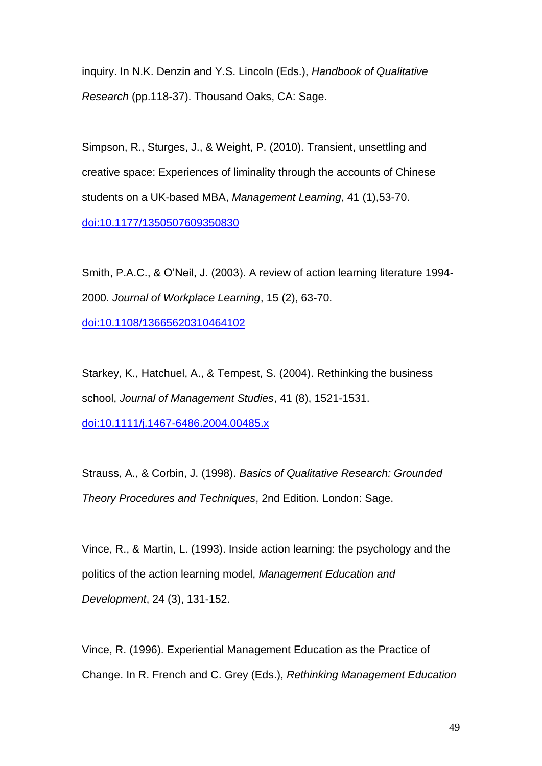inquiry. In N.K. Denzin and Y.S. Lincoln (Eds.), *Handbook of Qualitative Research* (pp.118-37). Thousand Oaks, CA: Sage.

Simpson, R., Sturges, J., & Weight, P. (2010). Transient, unsettling and creative space: Experiences of liminality through the accounts of Chinese students on a UK-based MBA, *Management Learning*, 41 (1),53-70. [doi:10.1177/1350507609350830](doi:10.1177/1350507609350830)

Smith, P.A.C., & O'Neil, J. (2003). A review of action learning literature 1994-2000. *Journal of Workplace Learning*, 15 (2), 63-70. [doi:10.1108/13665620310464102](doi:10.1108/13665620310464102)

Starkey, K., Hatchuel, A., & Tempest, S. (2004). Rethinking the business school, *Journal of Management Studies*, 41 (8), 1521-1531. [doi:10.1111/j.1467-6486.2004.00485.x](doi:10.1111/j.1467-6486.2004.00485.x)

Strauss, A., & Corbin, J. (1998). *Basics of Qualitative Research: Grounded Theory Procedures and Techniques*, 2nd Edition. London: Sage.

Vince, R., & Martin, L. (1993). Inside action learning: the psychology and the politics of the action learning model, *Management Education and Development*, 24 (3), 131-152.

Vince, R. (1996). Experiential Management Education as the Practice of Change. In R. French and C. Grey (Eds.), *Rethinking Management Education*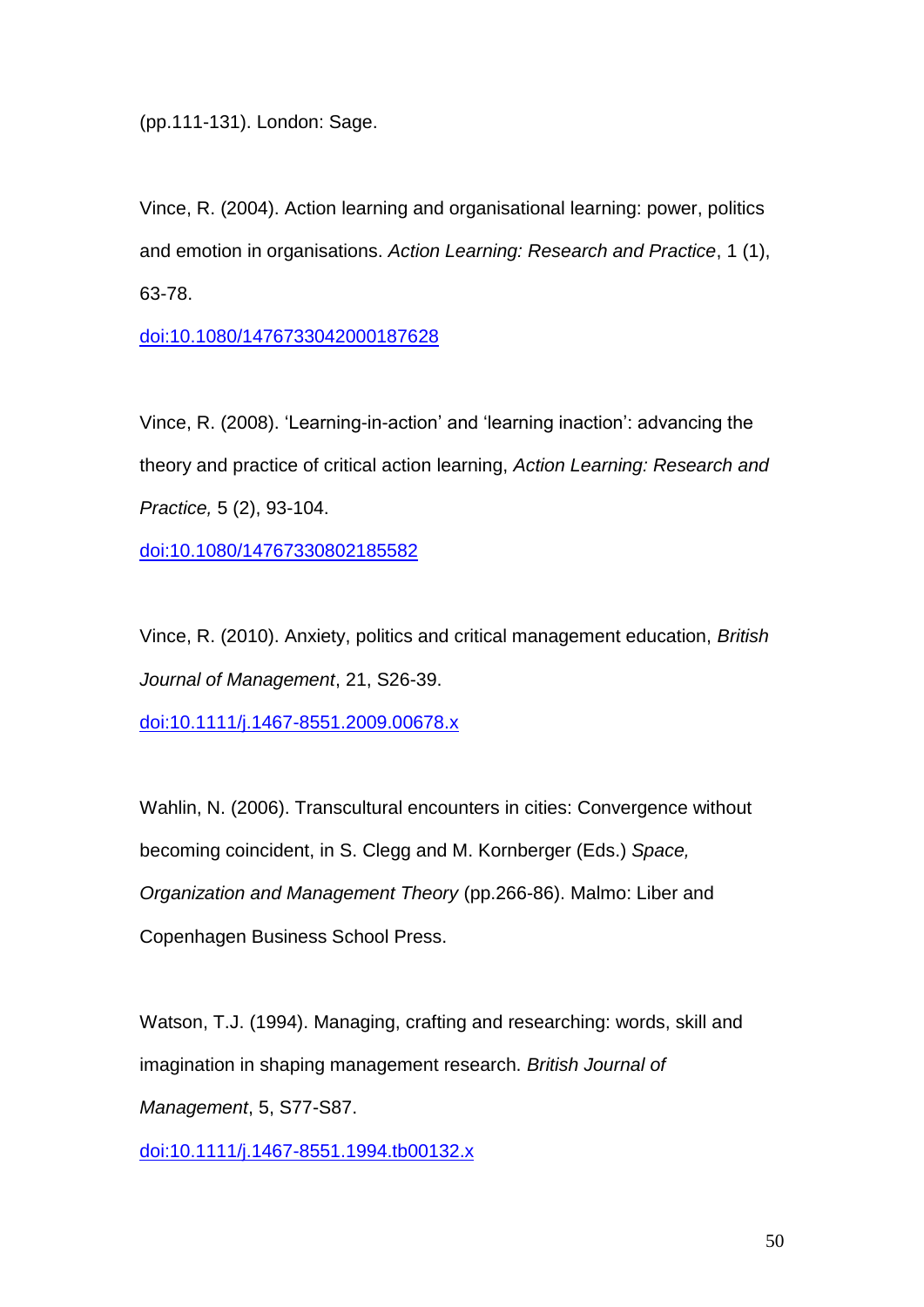(pp.111-131). London: Sage.

Vince, R. (2004). Action learning and organisational learning: power, politics and emotion in organisations. *Action Learning: Research and Practice*, 1 (1), 63-78.
doi:10.1080/1476733042000187628

Vince, R. (2008). 'Learning-in-action' and 'learning inaction': advancing the theory and practice of critical action learning, *Action Learning: Research and Practice,* 5 (2), 93-104.
doi:10.1080/14767330802185582

Vince, R. (2010). Anxiety, politics and critical management education, *British Journal of Management*, 21, S26-39.
doi:10.1111/j.1467-8551.2009.00678.x

Wahlin, N. (2006). Transcultural encounters in cities: Convergence without becoming coincident, in S. Clegg and M. Kornberger (Eds.) *Space, Organization and Management Theory* (pp.266-86). Malmo: Liber and Copenhagen Business School Press.

Watson, T.J. (1994). Managing, crafting and researching: words, skill and imagination in shaping management research. *British Journal of Management*, 5, S77-S87.
doi:10.1111/j.1467-8551.1994.tb00132.x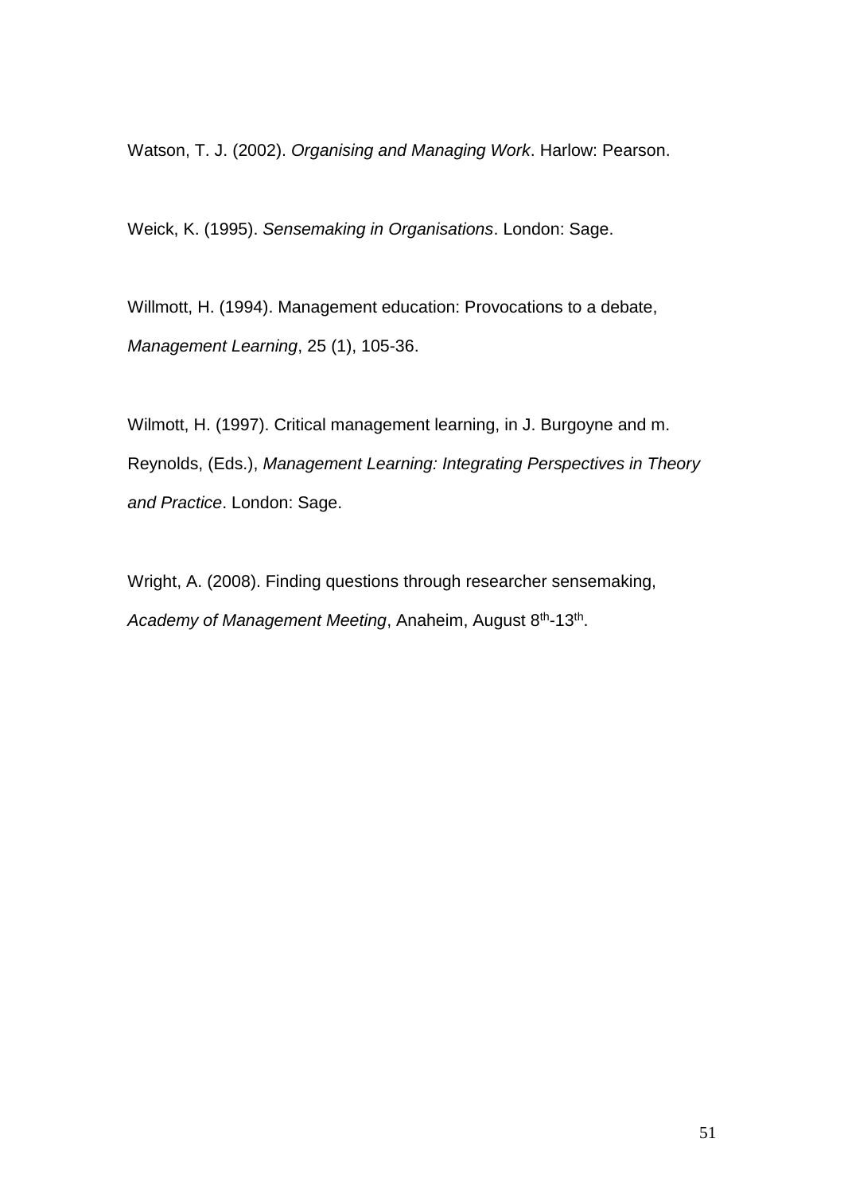Watson, T. J. (2002). *Organising and Managing Work*. Harlow: Pearson.

Weick, K. (1995). *Sensemaking in Organisations*. London: Sage.

Willmott, H. (1994). Management education: Provocations to a debate, *Management Learning*, 25 (1), 105-36.

Wilmott, H. (1997). Critical management learning, in J. Burgoyne and m. Reynolds, (Eds.), *Management Learning: Integrating Perspectives in Theory and Practice*. London: Sage.

Wright, A. (2008). Finding questions through researcher sensemaking, *Academy of Management Meeting*, Anaheim, August 8th-13th.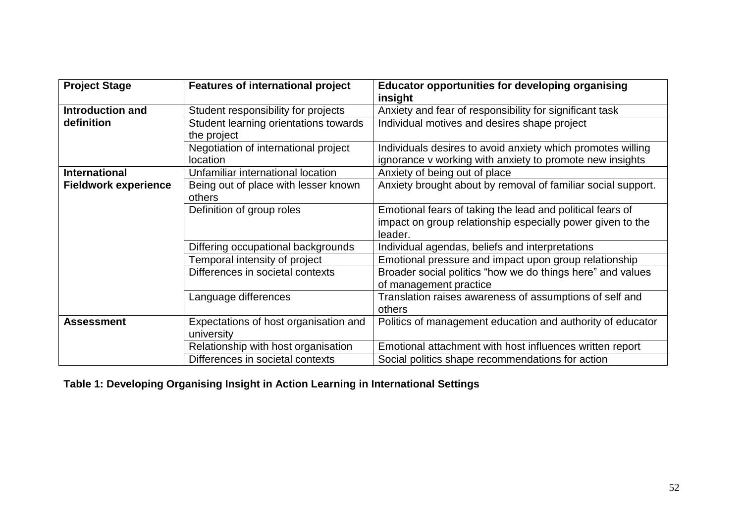| Project Stage | Features of international project | Educator opportunities for developing organising insight |
|---|---|---|
| **Introduction and definition** | Student responsibility for projects | Anxiety and fear of responsibility for significant task |
| | Student learning orientations towards the project | Individual motives and desires shape project |
| | Negotiation of international project location | Individuals desires to avoid anxiety which promotes willing ignorance v working with anxiety to promote new insights |
| **International Fieldwork experience** | Unfamiliar international location | Anxiety of being out of place |
| | Being out of place with lesser known others | Anxiety brought about by removal of familiar social support. |
| | Definition of group roles | Emotional fears of taking the lead and political fears of impact on group relationship especially power given to the leader. |
| | Differing occupational backgrounds | Individual agendas, beliefs and interpretations |
| | Temporal intensity of project | Emotional pressure and impact upon group relationship |
| | Differences in societal contexts | Broader social politics "how we do things here" and values of management practice |
| | Language differences | Translation raises awareness of assumptions of self and others |
| **Assessment** | Expectations of host organisation and university | Politics of management education and authority of educator |
| | Relationship with host organisation | Emotional attachment with host influences written report |
| | Differences in societal contexts | Social politics shape recommendations for action |

**Table 1: Developing Organising Insight in Action Learning in International Settings**